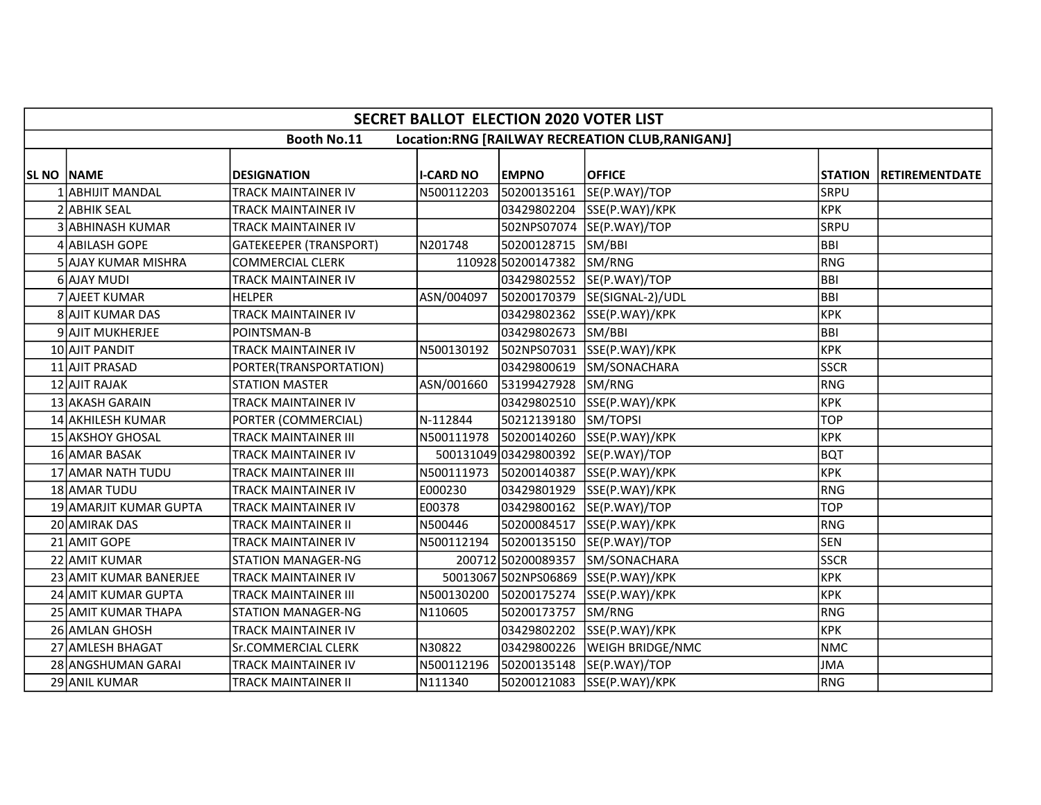# SECRET BALLOT ELECTION 2020 VOTER LIST

**Booth No.11 Location:RNG [RAILWAY RECREATION CLUB,RANIGANJ]**

| SL NO | NAME | DESIGNATION | I-CARD NO | EMPNO | OFFICE | STATION | RETIREMENTDATE |
|---|---|---|---|---|---|---|---|
| 1 | ABHIJIT MANDAL | TRACK MAINTAINER IV | N500112203 | 50200135161 | SE(P.WAY)/TOP | SRPU | |
| 2 | ABHIK SEAL | TRACK MAINTAINER IV | | 03429802204 | SSE(P.WAY)/KPK | KPK | |
| 3 | ABHINASH KUMAR | TRACK MAINTAINER IV | | 502NPS07074 | SE(P.WAY)/TOP | SRPU | |
| 4 | ABILASH GOPE | GATEKEEPER (TRANSPORT) | N201748 | 50200128715 | SM/BBI | BBI | |
| 5 | AJAY KUMAR MISHRA | COMMERCIAL CLERK | 110928 | 50200147382 | SM/RNG | RNG | |
| 6 | AJAY MUDI | TRACK MAINTAINER IV | | 03429802552 | SE(P.WAY)/TOP | BBI | |
| 7 | AJEET KUMAR | HELPER | ASN/004097 | 50200170379 | SE(SIGNAL-2)/UDL | BBI | |
| 8 | AJIT KUMAR DAS | TRACK MAINTAINER IV | | 03429802362 | SSE(P.WAY)/KPK | KPK | |
| 9 | AJIT MUKHERJEE | POINTSMAN-B | | 03429802673 | SM/BBI | BBI | |
| 10 | AJIT PANDIT | TRACK MAINTAINER IV | N500130192 | 502NPS07031 | SSE(P.WAY)/KPK | KPK | |
| 11 | AJIT PRASAD | PORTER(TRANSPORTATION) | | 03429800619 | SM/SONACHARA | SSCR | |
| 12 | AJIT RAJAK | STATION MASTER | ASN/001660 | 53199427928 | SM/RNG | RNG | |
| 13 | AKASH GARAIN | TRACK MAINTAINER IV | | 03429802510 | SSE(P.WAY)/KPK | KPK | |
| 14 | AKHILESH KUMAR | PORTER (COMMERCIAL) | N-112844 | 50212139180 | SM/TOPSI | TOP | |
| 15 | AKSHOY GHOSAL | TRACK MAINTAINER III | N500111978 | 50200140260 | SSE(P.WAY)/KPK | KPK | |
| 16 | AMAR BASAK | TRACK MAINTAINER IV | 500131049 | 03429800392 | SE(P.WAY)/TOP | BQT | |
| 17 | AMAR NATH TUDU | TRACK MAINTAINER III | N500111973 | 50200140387 | SSE(P.WAY)/KPK | KPK | |
| 18 | AMAR TUDU | TRACK MAINTAINER IV | E000230 | 03429801929 | SSE(P.WAY)/KPK | RNG | |
| 19 | AMARJIT KUMAR GUPTA | TRACK MAINTAINER IV | E00378 | 03429800162 | SE(P.WAY)/TOP | TOP | |
| 20 | AMIRAK DAS | TRACK MAINTAINER II | N500446 | 50200084517 | SSE(P.WAY)/KPK | RNG | |
| 21 | AMIT GOPE | TRACK MAINTAINER IV | N500112194 | 50200135150 | SE(P.WAY)/TOP | SEN | |
| 22 | AMIT KUMAR | STATION MANAGER-NG | 200712 | 50200089357 | SM/SONACHARA | SSCR | |
| 23 | AMIT KUMAR BANERJEE | TRACK MAINTAINER IV | 50013067 | 502NPS06869 | SSE(P.WAY)/KPK | KPK | |
| 24 | AMIT KUMAR GUPTA | TRACK MAINTAINER III | N500130200 | 50200175274 | SSE(P.WAY)/KPK | KPK | |
| 25 | AMIT KUMAR THAPA | STATION MANAGER-NG | N110605 | 50200173757 | SM/RNG | RNG | |
| 26 | AMLAN GHOSH | TRACK MAINTAINER IV | | 03429802202 | SSE(P.WAY)/KPK | KPK | |
| 27 | AMLESH BHAGAT | Sr.COMMERCIAL CLERK | N30822 | 03429800226 | WEIGH BRIDGE/NMC | NMC | |
| 28 | ANGSHUMAN GARAI | TRACK MAINTAINER IV | N500112196 | 50200135148 | SE(P.WAY)/TOP | JMA | |
| 29 | ANIL KUMAR | TRACK MAINTAINER II | N111340 | 50200121083 | SSE(P.WAY)/KPK | RNG | |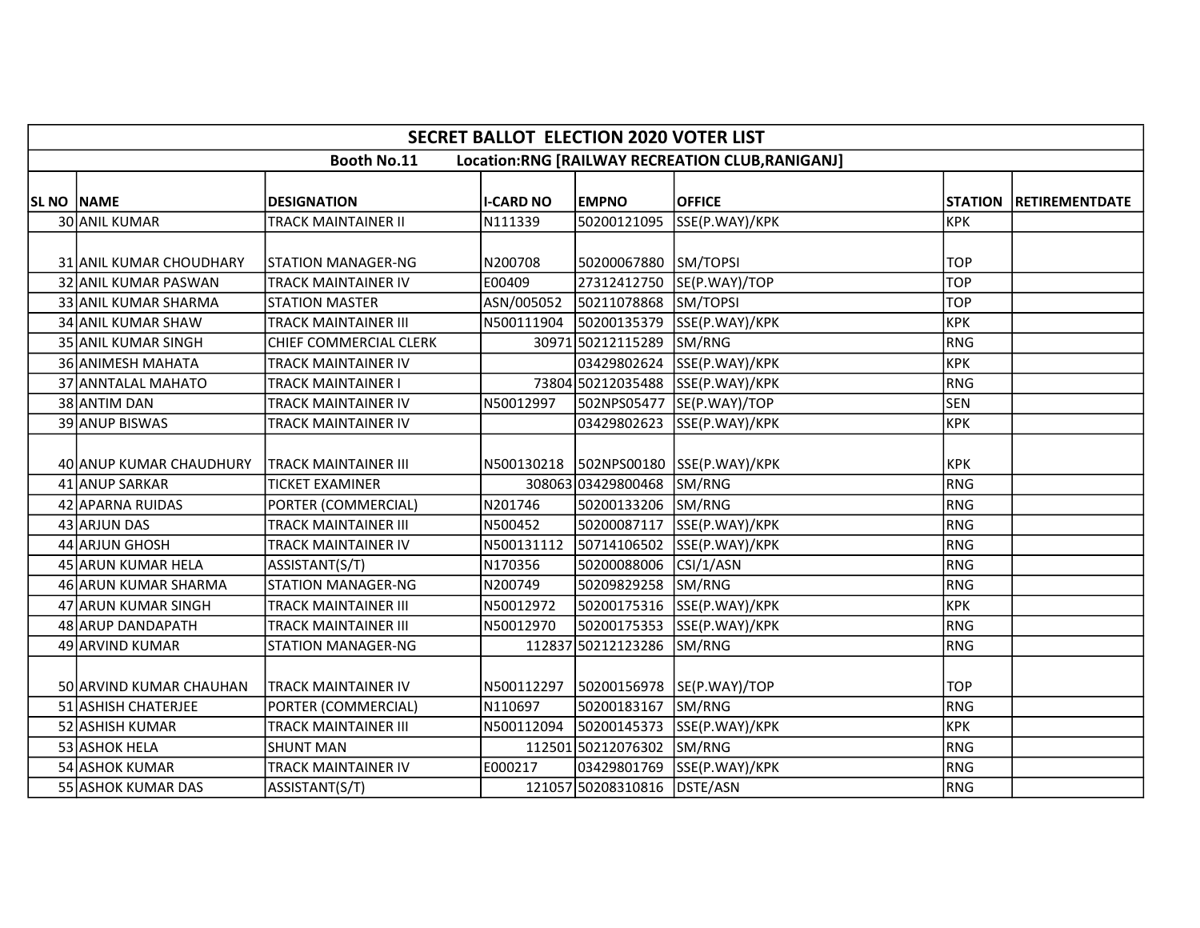| SECRET BALLOT ELECTION 2020 VOTER LIST | | | | | | | |
|---|---|---|---|---|---|---|---|
| Booth No.11 Location:RNG [RAILWAY RECREATION CLUB,RANIGANJ] | | | | | | | |
| SL NO | NAME | DESIGNATION | I-CARD NO | EMPNO | OFFICE | STATION | RETIREMENTDATE |
| 30 | ANIL KUMAR | TRACK MAINTAINER II | N111339 | 50200121095 | SSE(P.WAY)/KPK | KPK | |
| 31 | ANIL KUMAR CHOUDHARY | STATION MANAGER-NG | N200708 | 50200067880 | SM/TOPSI | TOP | |
| 32 | ANIL KUMAR PASWAN | TRACK MAINTAINER IV | E00409 | 27312412750 | SE(P.WAY)/TOP | TOP | |
| 33 | ANIL KUMAR SHARMA | STATION MASTER | ASN/005052 | 50211078868 | SM/TOPSI | TOP | |
| 34 | ANIL KUMAR SHAW | TRACK MAINTAINER III | N500111904 | 50200135379 | SSE(P.WAY)/KPK | KPK | |
| 35 | ANIL KUMAR SINGH | CHIEF COMMERCIAL CLERK | 30971 | 50212115289 | SM/RNG | RNG | |
| 36 | ANIMESH MAHATA | TRACK MAINTAINER IV | | 03429802624 | SSE(P.WAY)/KPK | KPK | |
| 37 | ANNTALAL MAHATO | TRACK MAINTAINER I | 73804 | 50212035488 | SSE(P.WAY)/KPK | RNG | |
| 38 | ANTIM DAN | TRACK MAINTAINER IV | N50012997 | 502NPS05477 | SE(P.WAY)/TOP | SEN | |
| 39 | ANUP BISWAS | TRACK MAINTAINER IV | | 03429802623 | SSE(P.WAY)/KPK | KPK | |
| 40 | ANUP KUMAR CHAUDHURY | TRACK MAINTAINER III | N500130218 | 502NPS00180 | SSE(P.WAY)/KPK | KPK | |
| 41 | ANUP SARKAR | TICKET EXAMINER | 308063 | 03429800468 | SM/RNG | RNG | |
| 42 | APARNA RUIDAS | PORTER (COMMERCIAL) | N201746 | 50200133206 | SM/RNG | RNG | |
| 43 | ARJUN DAS | TRACK MAINTAINER III | N500452 | 50200087117 | SSE(P.WAY)/KPK | RNG | |
| 44 | ARJUN GHOSH | TRACK MAINTAINER IV | N500131112 | 50714106502 | SSE(P.WAY)/KPK | RNG | |
| 45 | ARUN KUMAR HELA | ASSISTANT(S/T) | N170356 | 50200088006 | CSI/1/ASN | RNG | |
| 46 | ARUN KUMAR SHARMA | STATION MANAGER-NG | N200749 | 50209829258 | SM/RNG | RNG | |
| 47 | ARUN KUMAR SINGH | TRACK MAINTAINER III | N50012972 | 50200175316 | SSE(P.WAY)/KPK | KPK | |
| 48 | ARUP DANDAPATH | TRACK MAINTAINER III | N50012970 | 50200175353 | SSE(P.WAY)/KPK | RNG | |
| 49 | ARVIND KUMAR | STATION MANAGER-NG | 112837 | 50212123286 | SM/RNG | RNG | |
| 50 | ARVIND KUMAR CHAUHAN | TRACK MAINTAINER IV | N500112297 | 50200156978 | SE(P.WAY)/TOP | TOP | |
| 51 | ASHISH CHATERJEE | PORTER (COMMERCIAL) | N110697 | 50200183167 | SM/RNG | RNG | |
| 52 | ASHISH KUMAR | TRACK MAINTAINER III | N500112094 | 50200145373 | SSE(P.WAY)/KPK | KPK | |
| 53 | ASHOK HELA | SHUNT MAN | 112501 | 50212076302 | SM/RNG | RNG | |
| 54 | ASHOK KUMAR | TRACK MAINTAINER IV | E000217 | 03429801769 | SSE(P.WAY)/KPK | RNG | |
| 55 | ASHOK KUMAR DAS | ASSISTANT(S/T) | 121057 | 50208310816 | DSTE/ASN | RNG | |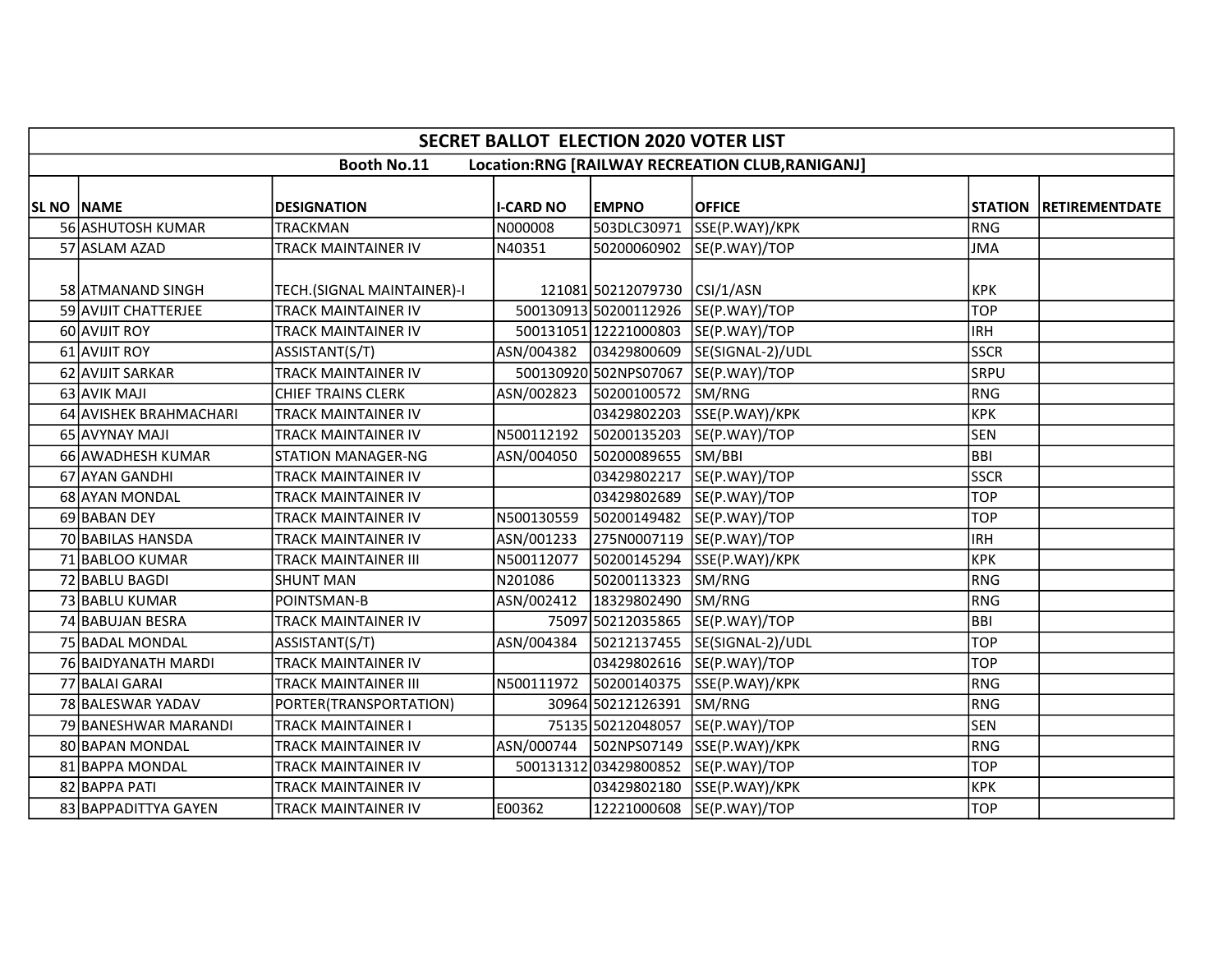| SECRET BALLOT ELECTION 2020 VOTER LIST | | | | | | | |
|---|---|---|---|---|---|---|---|
| Booth No.11 Location:RNG [RAILWAY RECREATION CLUB,RANIGANJ] | | | | | | | |
| SL NO | NAME | DESIGNATION | I-CARD NO | EMPNO | OFFICE | STATION | RETIREMENTDATE |
| 56 | ASHUTOSH KUMAR | TRACKMAN | N000008 | 503DLC30971 | SSE(P.WAY)/KPK | RNG | |
| 57 | ASLAM AZAD | TRACK MAINTAINER IV | N40351 | 50200060902 | SE(P.WAY)/TOP | JMA | |
| 58 | ATMANAND SINGH | TECH.(SIGNAL MAINTAINER)-I | 121081 | 50212079730 | CSI/1/ASN | KPK | |
| 59 | AVIJIT CHATTERJEE | TRACK MAINTAINER IV | 500130913 | 50200112926 | SE(P.WAY)/TOP | TOP | |
| 60 | AVIJIT ROY | TRACK MAINTAINER IV | 500131051 | 12221000803 | SE(P.WAY)/TOP | IRH | |
| 61 | AVIJIT ROY | ASSISTANT(S/T) | ASN/004382 | 03429800609 | SE(SIGNAL-2)/UDL | SSCR | |
| 62 | AVIJIT SARKAR | TRACK MAINTAINER IV | 500130920 | 502NPS07067 | SE(P.WAY)/TOP | SRPU | |
| 63 | AVIK MAJI | CHIEF TRAINS CLERK | ASN/002823 | 50200100572 | SM/RNG | RNG | |
| 64 | AVISHEK BRAHMACHARI | TRACK MAINTAINER IV | | 03429802203 | SSE(P.WAY)/KPK | KPK | |
| 65 | AVYNAY MAJI | TRACK MAINTAINER IV | N500112192 | 50200135203 | SE(P.WAY)/TOP | SEN | |
| 66 | AWADHESH KUMAR | STATION MANAGER-NG | ASN/004050 | 50200089655 | SM/BBI | BBI | |
| 67 | AYAN GANDHI | TRACK MAINTAINER IV | | 03429802217 | SE(P.WAY)/TOP | SSCR | |
| 68 | AYAN MONDAL | TRACK MAINTAINER IV | | 03429802689 | SE(P.WAY)/TOP | TOP | |
| 69 | BABAN DEY | TRACK MAINTAINER IV | N500130559 | 50200149482 | SE(P.WAY)/TOP | TOP | |
| 70 | BABILAS HANSDA | TRACK MAINTAINER IV | ASN/001233 | 275N0007119 | SE(P.WAY)/TOP | IRH | |
| 71 | BABLOO KUMAR | TRACK MAINTAINER III | N500112077 | 50200145294 | SSE(P.WAY)/KPK | KPK | |
| 72 | BABLU BAGDI | SHUNT MAN | N201086 | 50200113323 | SM/RNG | RNG | |
| 73 | BABLU KUMAR | POINTSMAN-B | ASN/002412 | 18329802490 | SM/RNG | RNG | |
| 74 | BABUJAN BESRA | TRACK MAINTAINER IV | 75097 | 50212035865 | SE(P.WAY)/TOP | BBI | |
| 75 | BADAL MONDAL | ASSISTANT(S/T) | ASN/004384 | 50212137455 | SE(SIGNAL-2)/UDL | TOP | |
| 76 | BAIDYANATH MARDI | TRACK MAINTAINER IV | | 03429802616 | SE(P.WAY)/TOP | TOP | |
| 77 | BALAI GARAI | TRACK MAINTAINER III | N500111972 | 50200140375 | SSE(P.WAY)/KPK | RNG | |
| 78 | BALESWAR YADAV | PORTER(TRANSPORTATION) | 30964 | 50212126391 | SM/RNG | RNG | |
| 79 | BANESHWAR MARANDI | TRACK MAINTAINER I | 75135 | 50212048057 | SE(P.WAY)/TOP | SEN | |
| 80 | BAPAN MONDAL | TRACK MAINTAINER IV | ASN/000744 | 502NPS07149 | SSE(P.WAY)/KPK | RNG | |
| 81 | BAPPA MONDAL | TRACK MAINTAINER IV | 500131312 | 03429800852 | SE(P.WAY)/TOP | TOP | |
| 82 | BAPPA PATI | TRACK MAINTAINER IV | | 03429802180 | SSE(P.WAY)/KPK | KPK | |
| 83 | BAPPADITTYA GAYEN | TRACK MAINTAINER IV | E00362 | 12221000608 | SE(P.WAY)/TOP | TOP | |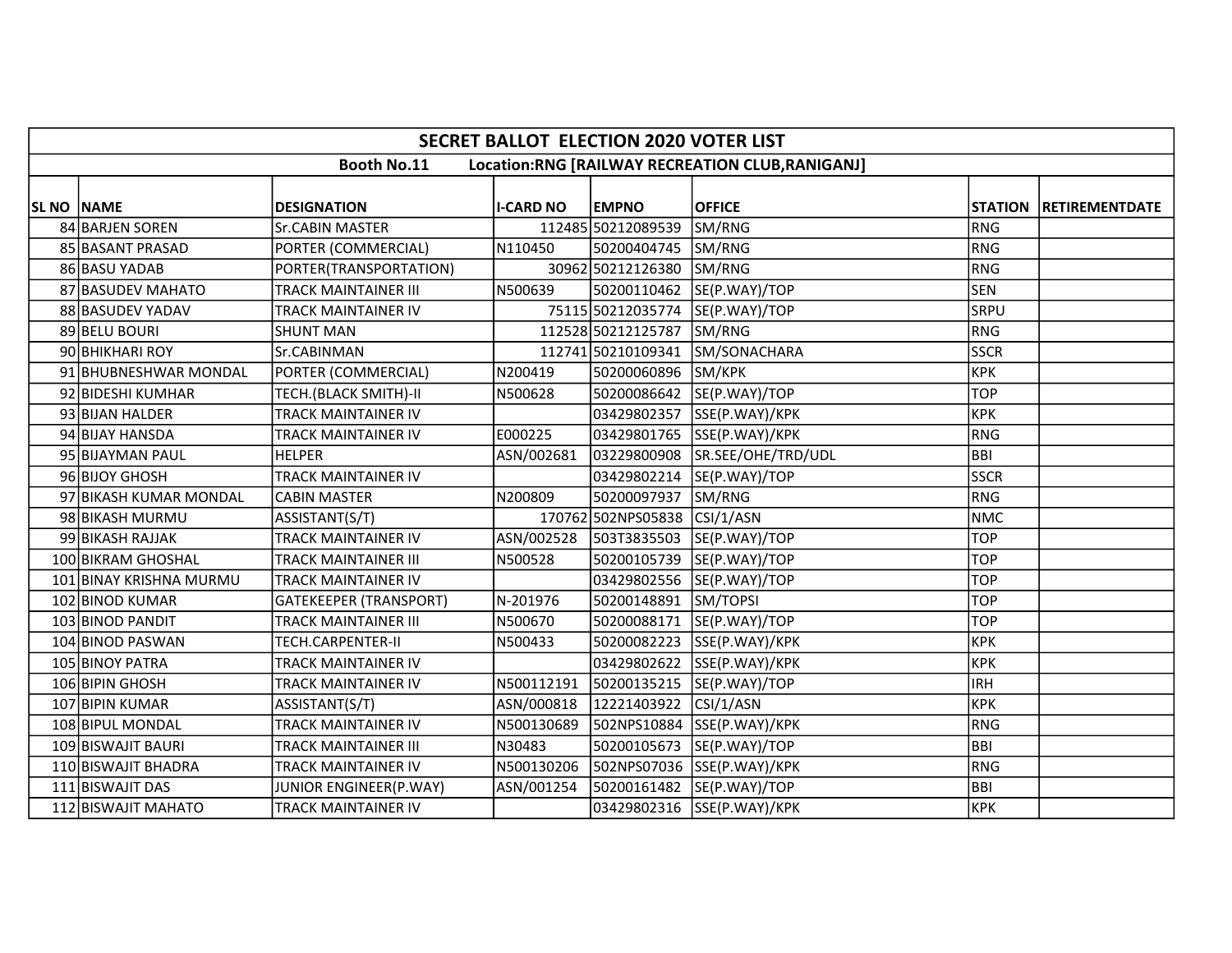| SECRET BALLOT ELECTION 2020 VOTER LIST | | | | | | | |
|---|---|---|---|---|---|---|---|
| Booth No.11 Location:RNG [RAILWAY RECREATION CLUB,RANIGANJ] | | | | | | | |
| SL NO | NAME | DESIGNATION | I-CARD NO | EMPNO | OFFICE | STATION | RETIREMENTDATE |
| 84 | BARJEN SOREN | Sr.CABIN MASTER | 112485 | 50212089539 | SM/RNG | RNG | |
| 85 | BASANT PRASAD | PORTER (COMMERCIAL) | N110450 | 50200404745 | SM/RNG | RNG | |
| 86 | BASU YADAB | PORTER(TRANSPORTATION) | 30962 | 50212126380 | SM/RNG | RNG | |
| 87 | BASUDEV MAHATO | TRACK MAINTAINER III | N500639 | 50200110462 | SE(P.WAY)/TOP | SEN | |
| 88 | BASUDEV YADAV | TRACK MAINTAINER IV | 75115 | 50212035774 | SE(P.WAY)/TOP | SRPU | |
| 89 | BELU BOURI | SHUNT MAN | 112528 | 50212125787 | SM/RNG | RNG | |
| 90 | BHIKHARI ROY | Sr.CABINMAN | 112741 | 50210109341 | SM/SONACHARA | SSCR | |
| 91 | BHUBNESHWAR MONDAL | PORTER (COMMERCIAL) | N200419 | 50200060896 | SM/KPK | KPK | |
| 92 | BIDESHI KUMHAR | TECH.(BLACK SMITH)-II | N500628 | 50200086642 | SE(P.WAY)/TOP | TOP | |
| 93 | BIJAN HALDER | TRACK MAINTAINER IV | | 03429802357 | SSE(P.WAY)/KPK | KPK | |
| 94 | BIJAY HANSDA | TRACK MAINTAINER IV | E000225 | 03429801765 | SSE(P.WAY)/KPK | RNG | |
| 95 | BIJAYMAN PAUL | HELPER | ASN/002681 | 03229800908 | SR.SEE/OHE/TRD/UDL | BBI | |
| 96 | BIJOY GHOSH | TRACK MAINTAINER IV | | 03429802214 | SE(P.WAY)/TOP | SSCR | |
| 97 | BIKASH KUMAR MONDAL | CABIN MASTER | N200809 | 50200097937 | SM/RNG | RNG | |
| 98 | BIKASH MURMU | ASSISTANT(S/T) | 170762 | 502NPS05838 | CSI/1/ASN | NMC | |
| 99 | BIKASH RAJJAK | TRACK MAINTAINER IV | ASN/002528 | 503T3835503 | SE(P.WAY)/TOP | TOP | |
| 100 | BIKRAM GHOSHAL | TRACK MAINTAINER III | N500528 | 50200105739 | SE(P.WAY)/TOP | TOP | |
| 101 | BINAY KRISHNA MURMU | TRACK MAINTAINER IV | | 03429802556 | SE(P.WAY)/TOP | TOP | |
| 102 | BINOD KUMAR | GATEKEEPER (TRANSPORT) | N-201976 | 50200148891 | SM/TOPSI | TOP | |
| 103 | BINOD PANDIT | TRACK MAINTAINER III | N500670 | 50200088171 | SE(P.WAY)/TOP | TOP | |
| 104 | BINOD PASWAN | TECH.CARPENTER-II | N500433 | 50200082223 | SSE(P.WAY)/KPK | KPK | |
| 105 | BINOY PATRA | TRACK MAINTAINER IV | | 03429802622 | SSE(P.WAY)/KPK | KPK | |
| 106 | BIPIN GHOSH | TRACK MAINTAINER IV | N500112191 | 50200135215 | SE(P.WAY)/TOP | IRH | |
| 107 | BIPIN KUMAR | ASSISTANT(S/T) | ASN/000818 | 12221403922 | CSI/1/ASN | KPK | |
| 108 | BIPUL MONDAL | TRACK MAINTAINER IV | N500130689 | 502NPS10884 | SSE(P.WAY)/KPK | RNG | |
| 109 | BISWAJIT BAURI | TRACK MAINTAINER III | N30483 | 50200105673 | SE(P.WAY)/TOP | BBI | |
| 110 | BISWAJIT BHADRA | TRACK MAINTAINER IV | N500130206 | 502NPS07036 | SSE(P.WAY)/KPK | RNG | |
| 111 | BISWAJIT DAS | JUNIOR ENGINEER(P.WAY) | ASN/001254 | 50200161482 | SE(P.WAY)/TOP | BBI | |
| 112 | BISWAJIT MAHATO | TRACK MAINTAINER IV | | 03429802316 | SSE(P.WAY)/KPK | KPK | |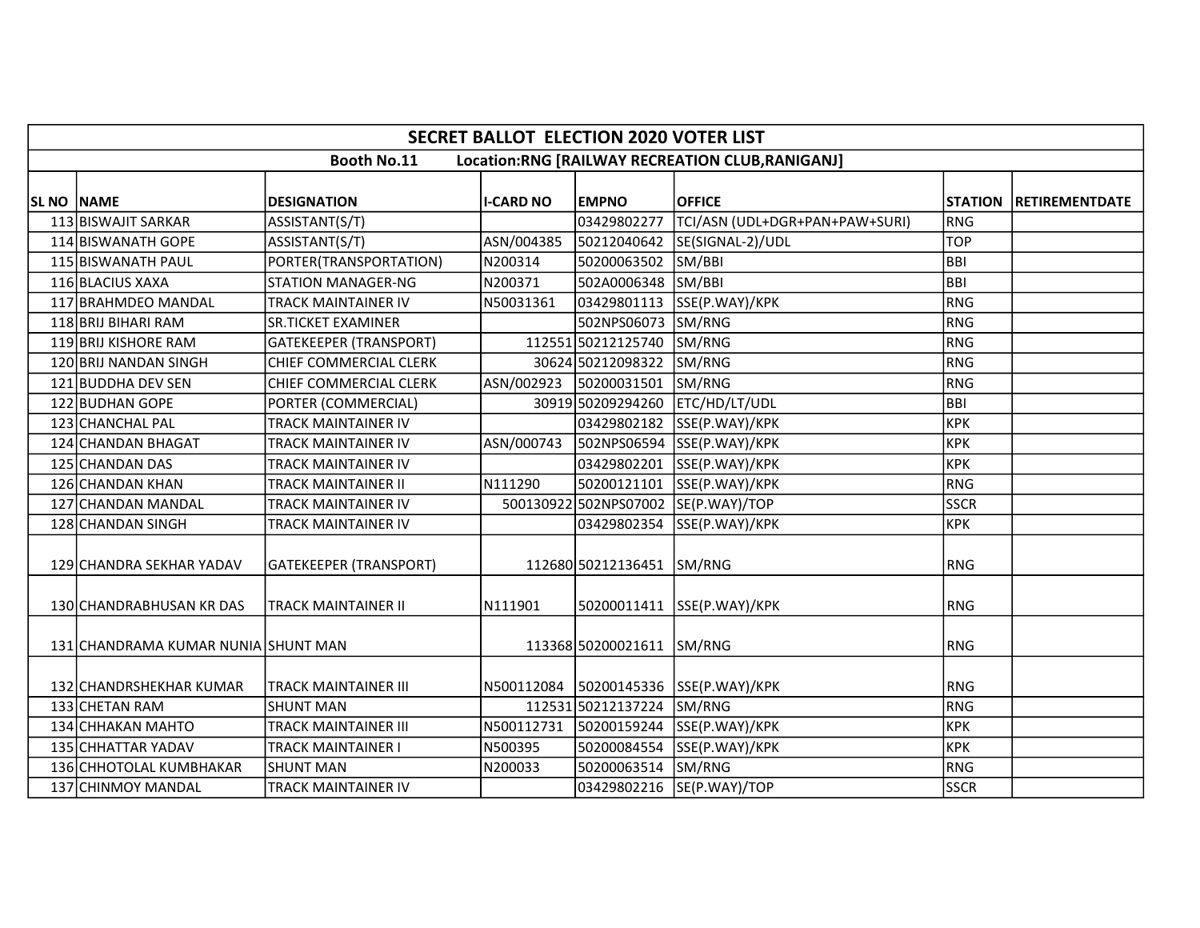| SECRET BALLOT ELECTION 2020 VOTER LIST | | | | | | | |
|---|---|---|---|---|---|---|---|
| Booth No.11 Location:RNG [RAILWAY RECREATION CLUB,RANIGANJ] | | | | | | | |
| SL NO | NAME | DESIGNATION | I-CARD NO | EMPNO | OFFICE | STATION | RETIREMENTDATE |
| 113 | BISWAJIT SARKAR | ASSISTANT(S/T) | | 03429802277 | TCI/ASN (UDL+DGR+PAN+PAW+SURI) | RNG | |
| 114 | BISWANATH GOPE | ASSISTANT(S/T) | ASN/004385 | 50212040642 | SE(SIGNAL-2)/UDL | TOP | |
| 115 | BISWANATH PAUL | PORTER(TRANSPORTATION) | N200314 | 50200063502 | SM/BBI | BBI | |
| 116 | BLACIUS XAXA | STATION MANAGER-NG | N200371 | 502A0006348 | SM/BBI | BBI | |
| 117 | BRAHMDEO MANDAL | TRACK MAINTAINER IV | N50031361 | 03429801113 | SSE(P.WAY)/KPK | RNG | |
| 118 | BRIJ BIHARI RAM | SR.TICKET EXAMINER | | 502NPS06073 | SM/RNG | RNG | |
| 119 | BRIJ KISHORE RAM | GATEKEEPER (TRANSPORT) | 112551 | 50212125740 | SM/RNG | RNG | |
| 120 | BRIJ NANDAN SINGH | CHIEF COMMERCIAL CLERK | 30624 | 50212098322 | SM/RNG | RNG | |
| 121 | BUDDHA DEV SEN | CHIEF COMMERCIAL CLERK | ASN/002923 | 50200031501 | SM/RNG | RNG | |
| 122 | BUDHAN GOPE | PORTER (COMMERCIAL) | 30919 | 50209294260 | ETC/HD/LT/UDL | BBI | |
| 123 | CHANCHAL PAL | TRACK MAINTAINER IV | | 03429802182 | SSE(P.WAY)/KPK | KPK | |
| 124 | CHANDAN BHAGAT | TRACK MAINTAINER IV | ASN/000743 | 502NPS06594 | SSE(P.WAY)/KPK | KPK | |
| 125 | CHANDAN DAS | TRACK MAINTAINER IV | | 03429802201 | SSE(P.WAY)/KPK | KPK | |
| 126 | CHANDAN KHAN | TRACK MAINTAINER II | N111290 | 50200121101 | SSE(P.WAY)/KPK | RNG | |
| 127 | CHANDAN MANDAL | TRACK MAINTAINER IV | 500130922 | 502NPS07002 | SE(P.WAY)/TOP | SSCR | |
| 128 | CHANDAN SINGH | TRACK MAINTAINER IV | | 03429802354 | SSE(P.WAY)/KPK | KPK | |
| 129 | CHANDRA SEKHAR YADAV | GATEKEEPER (TRANSPORT) | 112680 | 50212136451 | SM/RNG | RNG | |
| 130 | CHANDRABHUSAN KR DAS | TRACK MAINTAINER II | N111901 | 50200011411 | SSE(P.WAY)/KPK | RNG | |
| 131 | CHANDRAMA KUMAR NUNIA | SHUNT MAN | 113368 | 50200021611 | SM/RNG | RNG | |
| 132 | CHANDRSHEKHAR KUMAR | TRACK MAINTAINER III | N500112084 | 50200145336 | SSE(P.WAY)/KPK | RNG | |
| 133 | CHETAN RAM | SHUNT MAN | 112531 | 50212137224 | SM/RNG | RNG | |
| 134 | CHHAKAN MAHTO | TRACK MAINTAINER III | N500112731 | 50200159244 | SSE(P.WAY)/KPK | KPK | |
| 135 | CHHATTAR YADAV | TRACK MAINTAINER I | N500395 | 50200084554 | SSE(P.WAY)/KPK | KPK | |
| 136 | CHHOTOLAL KUMBHAKAR | SHUNT MAN | N200033 | 50200063514 | SM/RNG | RNG | |
| 137 | CHINMOY MANDAL | TRACK MAINTAINER IV | | 03429802216 | SE(P.WAY)/TOP | SSCR | |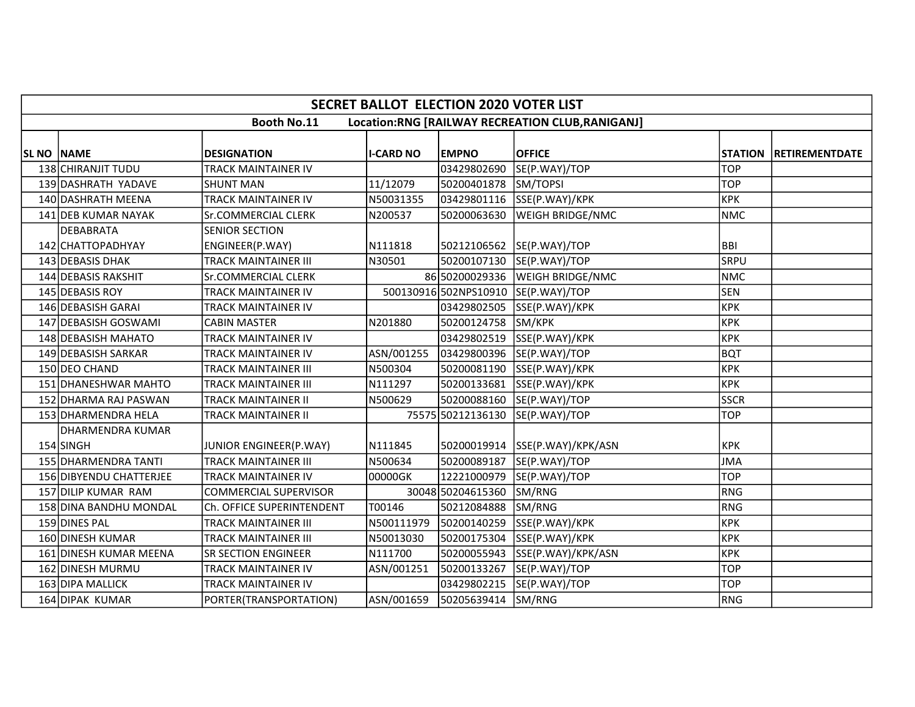| SECRET BALLOT ELECTION 2020 VOTER LIST | | | | | | | |
|---|---|---|---|---|---|---|---|
| Booth No.11 Location:RNG [RAILWAY RECREATION CLUB,RANIGANJ] | | | | | | | |
| **SL NO** | **NAME** | **DESIGNATION** | **I-CARD NO** | **EMPNO** | **OFFICE** | **STATION** | **RETIREMENTDATE** |
| 138 | CHIRANJIT TUDU | TRACK MAINTAINER IV | | 03429802690 | SE(P.WAY)/TOP | TOP | |
| 139 | DASHRATH YADAVE | SHUNT MAN | 11/12079 | 50200401878 | SM/TOPSI | TOP | |
| 140 | DASHRATH MEENA | TRACK MAINTAINER IV | N50031355 | 03429801116 | SSE(P.WAY)/KPK | KPK | |
| 141 | DEB KUMAR NAYAK | Sr.COMMERCIAL CLERK | N200537 | 50200063630 | WEIGH BRIDGE/NMC | NMC | |
| 142 | DEBABRATA CHATTOPADHYAY | SENIOR SECTION ENGINEER(P.WAY) | N111818 | 50212106562 | SE(P.WAY)/TOP | BBI | |
| 143 | DEBASIS DHAK | TRACK MAINTAINER III | N30501 | 50200107130 | SE(P.WAY)/TOP | SRPU | |
| 144 | DEBASIS RAKSHIT | Sr.COMMERCIAL CLERK | 86 | 50200029336 | WEIGH BRIDGE/NMC | NMC | |
| 145 | DEBASIS ROY | TRACK MAINTAINER IV | 500130916 | 502NPS10910 | SE(P.WAY)/TOP | SEN | |
| 146 | DEBASISH GARAI | TRACK MAINTAINER IV | | 03429802505 | SSE(P.WAY)/KPK | KPK | |
| 147 | DEBASISH GOSWAMI | CABIN MASTER | N201880 | 50200124758 | SM/KPK | KPK | |
| 148 | DEBASISH MAHATO | TRACK MAINTAINER IV | | 03429802519 | SSE(P.WAY)/KPK | KPK | |
| 149 | DEBASISH SARKAR | TRACK MAINTAINER IV | ASN/001255 | 03429800396 | SE(P.WAY)/TOP | BQT | |
| 150 | DEO CHAND | TRACK MAINTAINER III | N500304 | 50200081190 | SSE(P.WAY)/KPK | KPK | |
| 151 | DHANESHWAR MAHTO | TRACK MAINTAINER III | N111297 | 50200133681 | SSE(P.WAY)/KPK | KPK | |
| 152 | DHARMA RAJ PASWAN | TRACK MAINTAINER II | N500629 | 50200088160 | SE(P.WAY)/TOP | SSCR | |
| 153 | DHARMENDRA HELA | TRACK MAINTAINER II | 75575 | 50212136130 | SE(P.WAY)/TOP | TOP | |
| 154 | DHARMENDRA KUMAR SINGH | JUNIOR ENGINEER(P.WAY) | N111845 | 50200019914 | SSE(P.WAY)/KPK/ASN | KPK | |
| 155 | DHARMENDRA TANTI | TRACK MAINTAINER III | N500634 | 50200089187 | SE(P.WAY)/TOP | JMA | |
| 156 | DIBYENDU CHATTERJEE | TRACK MAINTAINER IV | 00000GK | 12221000979 | SE(P.WAY)/TOP | TOP | |
| 157 | DILIP KUMAR RAM | COMMERCIAL SUPERVISOR | 30048 | 50204615360 | SM/RNG | RNG | |
| 158 | DINA BANDHU MONDAL | Ch. OFFICE SUPERINTENDENT | T00146 | 50212084888 | SM/RNG | RNG | |
| 159 | DINES PAL | TRACK MAINTAINER III | N500111979 | 50200140259 | SSE(P.WAY)/KPK | KPK | |
| 160 | DINESH KUMAR | TRACK MAINTAINER III | N50013030 | 50200175304 | SSE(P.WAY)/KPK | KPK | |
| 161 | DINESH KUMAR MEENA | SR SECTION ENGINEER | N111700 | 50200055943 | SSE(P.WAY)/KPK/ASN | KPK | |
| 162 | DINESH MURMU | TRACK MAINTAINER IV | ASN/001251 | 50200133267 | SE(P.WAY)/TOP | TOP | |
| 163 | DIPA MALLICK | TRACK MAINTAINER IV | | 03429802215 | SE(P.WAY)/TOP | TOP | |
| 164 | DIPAK KUMAR | PORTER(TRANSPORTATION) | ASN/001659 | 50205639414 | SM/RNG | RNG | |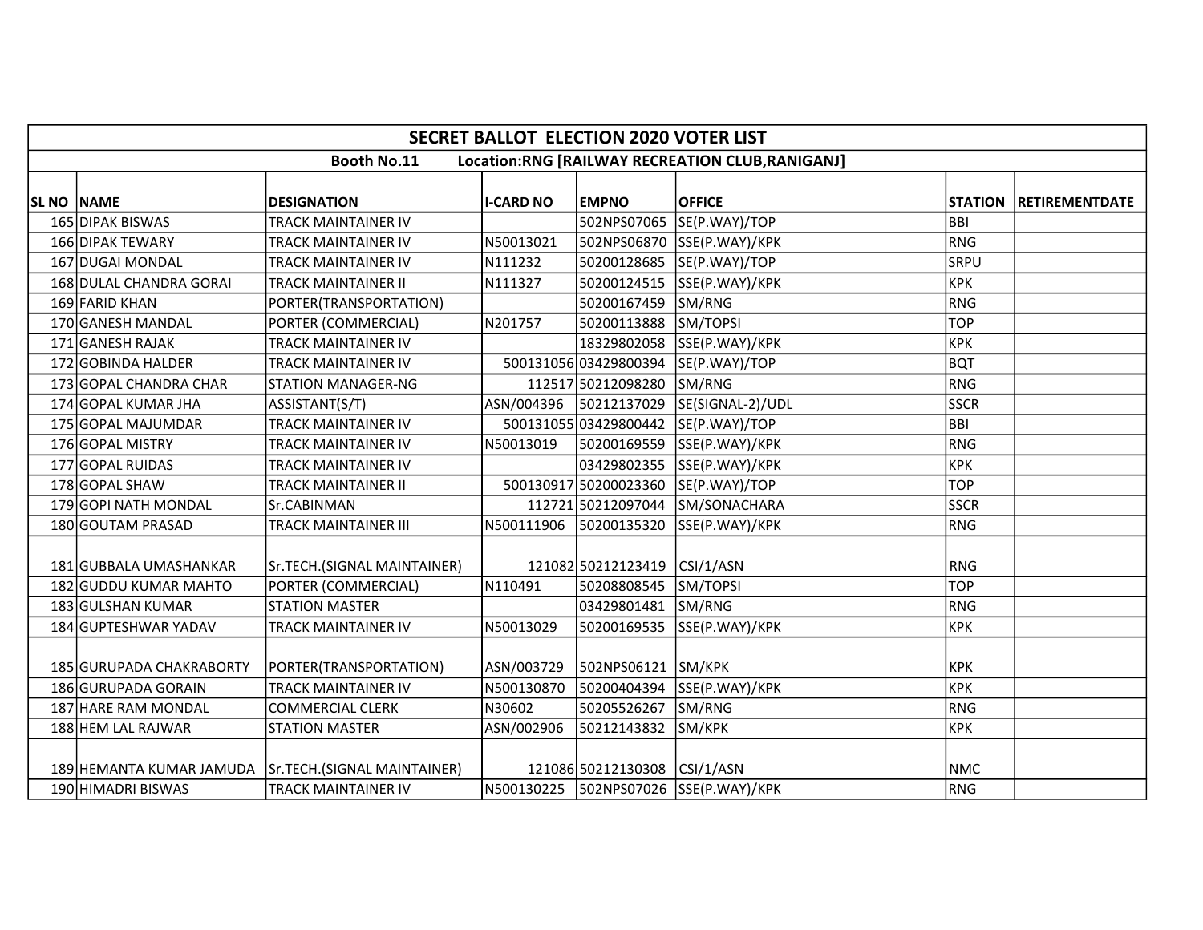| SECRET BALLOT ELECTION 2020 VOTER LIST | | | | | | | |
|---|---|---|---|---|---|---|---|
| Booth No.11 Location:RNG [RAILWAY RECREATION CLUB,RANIGANJ] | | | | | | | |
| SL NO | NAME | DESIGNATION | I-CARD NO | EMPNO | OFFICE | STATION | RETIREMENTDATE |
| 165 | DIPAK BISWAS | TRACK MAINTAINER IV | | 502NPS07065 | SE(P.WAY)/TOP | BBI | |
| 166 | DIPAK TEWARY | TRACK MAINTAINER IV | N50013021 | 502NPS06870 | SSE(P.WAY)/KPK | RNG | |
| 167 | DUGAI MONDAL | TRACK MAINTAINER IV | N111232 | 50200128685 | SE(P.WAY)/TOP | SRPU | |
| 168 | DULAL CHANDRA GORAI | TRACK MAINTAINER II | N111327 | 50200124515 | SSE(P.WAY)/KPK | KPK | |
| 169 | FARID KHAN | PORTER(TRANSPORTATION) | | 50200167459 | SM/RNG | RNG | |
| 170 | GANESH MANDAL | PORTER (COMMERCIAL) | N201757 | 50200113888 | SM/TOPSI | TOP | |
| 171 | GANESH RAJAK | TRACK MAINTAINER IV | | 18329802058 | SSE(P.WAY)/KPK | KPK | |
| 172 | GOBINDA HALDER | TRACK MAINTAINER IV | 500131056 | 03429800394 | SE(P.WAY)/TOP | BQT | |
| 173 | GOPAL CHANDRA CHAR | STATION MANAGER-NG | 112517 | 50212098280 | SM/RNG | RNG | |
| 174 | GOPAL KUMAR JHA | ASSISTANT(S/T) | ASN/004396 | 50212137029 | SE(SIGNAL-2)/UDL | SSCR | |
| 175 | GOPAL MAJUMDAR | TRACK MAINTAINER IV | 500131055 | 03429800442 | SE(P.WAY)/TOP | BBI | |
| 176 | GOPAL MISTRY | TRACK MAINTAINER IV | N50013019 | 50200169559 | SSE(P.WAY)/KPK | RNG | |
| 177 | GOPAL RUIDAS | TRACK MAINTAINER IV | | 03429802355 | SSE(P.WAY)/KPK | KPK | |
| 178 | GOPAL SHAW | TRACK MAINTAINER II | 500130917 | 50200023360 | SE(P.WAY)/TOP | TOP | |
| 179 | GOPI NATH MONDAL | Sr.CABINMAN | 112721 | 50212097044 | SM/SONACHARA | SSCR | |
| 180 | GOUTAM PRASAD | TRACK MAINTAINER III | N500111906 | 50200135320 | SSE(P.WAY)/KPK | RNG | |
| 181 | GUBBALA UMASHANKAR | Sr.TECH.(SIGNAL MAINTAINER) | 121082 | 50212123419 | CSI/1/ASN | RNG | |
| 182 | GUDDU KUMAR MAHTO | PORTER (COMMERCIAL) | N110491 | 50208808545 | SM/TOPSI | TOP | |
| 183 | GULSHAN KUMAR | STATION MASTER | | 03429801481 | SM/RNG | RNG | |
| 184 | GUPTESHWAR YADAV | TRACK MAINTAINER IV | N50013029 | 50200169535 | SSE(P.WAY)/KPK | KPK | |
| 185 | GURUPADA CHAKRABORTY | PORTER(TRANSPORTATION) | ASN/003729 | 502NPS06121 | SM/KPK | KPK | |
| 186 | GURUPADA GORAIN | TRACK MAINTAINER IV | N500130870 | 50200404394 | SSE(P.WAY)/KPK | KPK | |
| 187 | HARE RAM MONDAL | COMMERCIAL CLERK | N30602 | 50205526267 | SM/RNG | RNG | |
| 188 | HEM LAL RAJWAR | STATION MASTER | ASN/002906 | 50212143832 | SM/KPK | KPK | |
| 189 | HEMANTA KUMAR JAMUDA | Sr.TECH.(SIGNAL MAINTAINER) | 121086 | 50212130308 | CSI/1/ASN | NMC | |
| 190 | HIMADRI BISWAS | TRACK MAINTAINER IV | N500130225 | 502NPS07026 | SSE(P.WAY)/KPK | RNG | |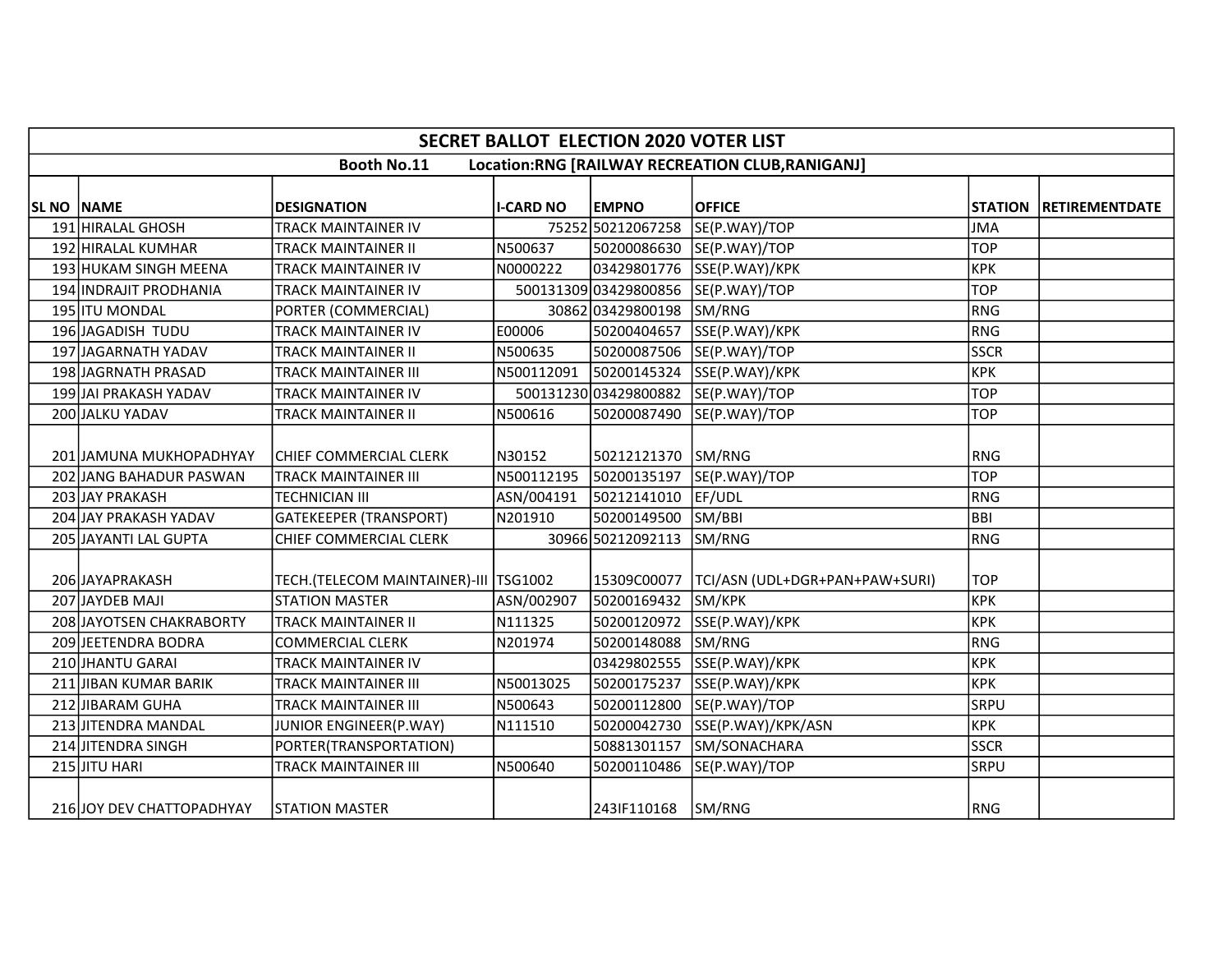## SECRET BALLOT ELECTION 2020 VOTER LIST

**Booth No.11 Location:RNG [RAILWAY RECREATION CLUB,RANIGANJ]**

| SL NO | NAME | DESIGNATION | I-CARD NO | EMPNO | OFFICE | STATION | RETIREMENTDATE |
|---|---|---|---|---|---|---|---|
| 191 | HIRALAL GHOSH | TRACK MAINTAINER IV | 75252 | 50212067258 | SE(P.WAY)/TOP | JMA | |
| 192 | HIRALAL KUMHAR | TRACK MAINTAINER II | N500637 | 50200086630 | SE(P.WAY)/TOP | TOP | |
| 193 | HUKAM SINGH MEENA | TRACK MAINTAINER IV | N0000222 | 03429801776 | SSE(P.WAY)/KPK | KPK | |
| 194 | INDRAJIT PRODHANIA | TRACK MAINTAINER IV | 500131309 | 03429800856 | SE(P.WAY)/TOP | TOP | |
| 195 | ITU MONDAL | PORTER (COMMERCIAL) | 30862 | 03429800198 | SM/RNG | RNG | |
| 196 | JAGADISH TUDU | TRACK MAINTAINER IV | E00006 | 50200404657 | SSE(P.WAY)/KPK | RNG | |
| 197 | JAGARNATH YADAV | TRACK MAINTAINER II | N500635 | 50200087506 | SE(P.WAY)/TOP | SSCR | |
| 198 | JAGRNATH PRASAD | TRACK MAINTAINER III | N500112091 | 50200145324 | SSE(P.WAY)/KPK | KPK | |
| 199 | JAI PRAKASH YADAV | TRACK MAINTAINER IV | 500131230 | 03429800882 | SE(P.WAY)/TOP | TOP | |
| 200 | JALKU YADAV | TRACK MAINTAINER II | N500616 | 50200087490 | SE(P.WAY)/TOP | TOP | |
| 201 | JAMUNA MUKHOPADHYAY | CHIEF COMMERCIAL CLERK | N30152 | 50212121370 | SM/RNG | RNG | |
| 202 | JANG BAHADUR PASWAN | TRACK MAINTAINER III | N500112195 | 50200135197 | SE(P.WAY)/TOP | TOP | |
| 203 | JAY PRAKASH | TECHNICIAN III | ASN/004191 | 50212141010 | EF/UDL | RNG | |
| 204 | JAY PRAKASH YADAV | GATEKEEPER (TRANSPORT) | N201910 | 50200149500 | SM/BBI | BBI | |
| 205 | JAYANTI LAL GUPTA | CHIEF COMMERCIAL CLERK | 30966 | 50212092113 | SM/RNG | RNG | |
| 206 | JAYAPRAKASH | TECH.(TELECOM MAINTAINER)-III | TSG1002 | 15309C00077 | TCI/ASN (UDL+DGR+PAN+PAW+SURI) | TOP | |
| 207 | JAYDEB MAJI | STATION MASTER | ASN/002907 | 50200169432 | SM/KPK | KPK | |
| 208 | JAYOTSEN CHAKRABORTY | TRACK MAINTAINER II | N111325 | 50200120972 | SSE(P.WAY)/KPK | KPK | |
| 209 | JEETENDRA BODRA | COMMERCIAL CLERK | N201974 | 50200148088 | SM/RNG | RNG | |
| 210 | JHANTU GARAI | TRACK MAINTAINER IV | | 03429802555 | SSE(P.WAY)/KPK | KPK | |
| 211 | JIBAN KUMAR BARIK | TRACK MAINTAINER III | N50013025 | 50200175237 | SSE(P.WAY)/KPK | KPK | |
| 212 | JIBARAM GUHA | TRACK MAINTAINER III | N500643 | 50200112800 | SE(P.WAY)/TOP | SRPU | |
| 213 | JITENDRA MANDAL | JUNIOR ENGINEER(P.WAY) | N111510 | 50200042730 | SSE(P.WAY)/KPK/ASN | KPK | |
| 214 | JITENDRA SINGH | PORTER(TRANSPORTATION) | | 50881301157 | SM/SONACHARA | SSCR | |
| 215 | JITU HARI | TRACK MAINTAINER III | N500640 | 50200110486 | SE(P.WAY)/TOP | SRPU | |
| 216 | JOY DEV CHATTOPADHYAY | STATION MASTER | | 243IF110168 | SM/RNG | RNG | |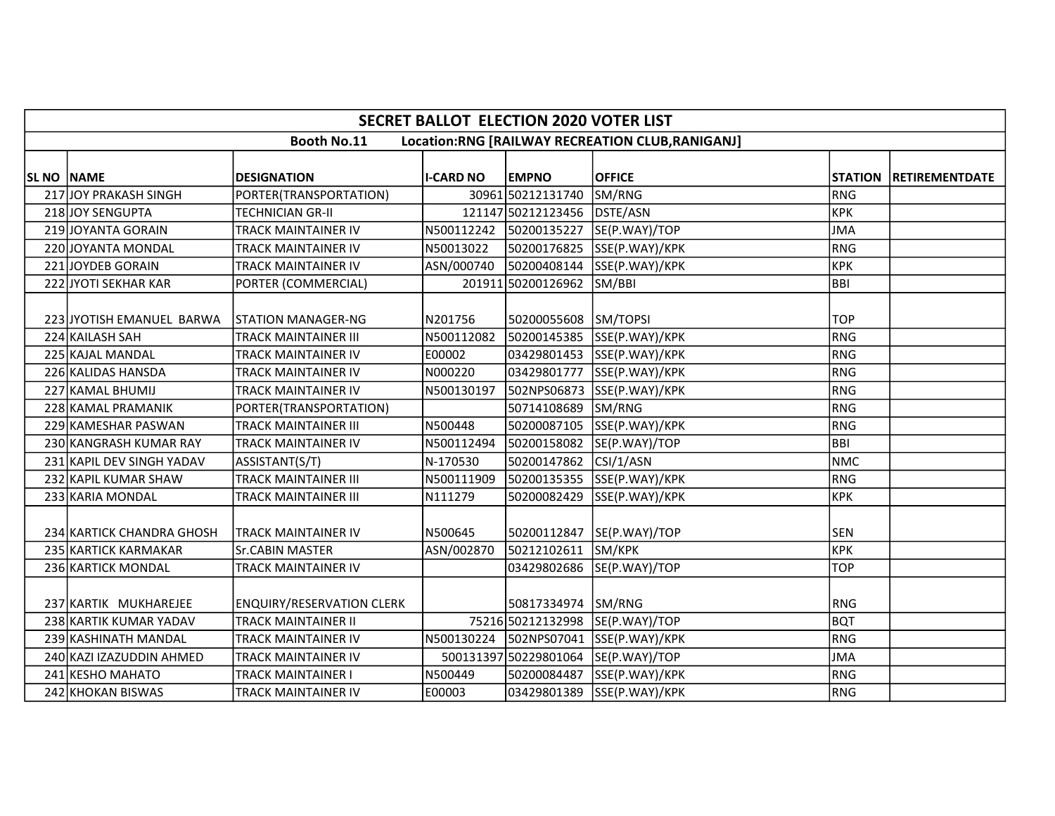| SECRET BALLOT ELECTION 2020 VOTER LIST | | | | | | | |
|---|---|---|---|---|---|---|---|
| Booth No.11 Location:RNG [RAILWAY RECREATION CLUB,RANIGANJ] | | | | | | | |
| SL NO | NAME | DESIGNATION | I-CARD NO | EMPNO | OFFICE | STATION | RETIREMENTDATE |
| 217 | JOY PRAKASH SINGH | PORTER(TRANSPORTATION) | 30961 | 50212131740 | SM/RNG | RNG | |
| 218 | JOY SENGUPTA | TECHNICIAN GR-II | 121147 | 50212123456 | DSTE/ASN | KPK | |
| 219 | JOYANTA GORAIN | TRACK MAINTAINER IV | N500112242 | 50200135227 | SE(P.WAY)/TOP | JMA | |
| 220 | JOYANTA MONDAL | TRACK MAINTAINER IV | N50013022 | 50200176825 | SSE(P.WAY)/KPK | RNG | |
| 221 | JOYDEB GORAIN | TRACK MAINTAINER IV | ASN/000740 | 50200408144 | SSE(P.WAY)/KPK | KPK | |
| 222 | JYOTI SEKHAR KAR | PORTER (COMMERCIAL) | 201911 | 50200126962 | SM/BBI | BBI | |
| 223 | JYOTISH EMANUEL BARWA | STATION MANAGER-NG | N201756 | 50200055608 | SM/TOPSI | TOP | |
| 224 | KAILASH SAH | TRACK MAINTAINER III | N500112082 | 50200145385 | SSE(P.WAY)/KPK | RNG | |
| 225 | KAJAL MANDAL | TRACK MAINTAINER IV | E00002 | 03429801453 | SSE(P.WAY)/KPK | RNG | |
| 226 | KALIDAS HANSDA | TRACK MAINTAINER IV | N000220 | 03429801777 | SSE(P.WAY)/KPK | RNG | |
| 227 | KAMAL BHUMIJ | TRACK MAINTAINER IV | N500130197 | 502NPS06873 | SSE(P.WAY)/KPK | RNG | |
| 228 | KAMAL PRAMANIK | PORTER(TRANSPORTATION) | | 50714108689 | SM/RNG | RNG | |
| 229 | KAMESHAR PASWAN | TRACK MAINTAINER III | N500448 | 50200087105 | SSE(P.WAY)/KPK | RNG | |
| 230 | KANGRASH KUMAR RAY | TRACK MAINTAINER IV | N500112494 | 50200158082 | SE(P.WAY)/TOP | BBI | |
| 231 | KAPIL DEV SINGH YADAV | ASSISTANT(S/T) | N-170530 | 50200147862 | CSI/1/ASN | NMC | |
| 232 | KAPIL KUMAR SHAW | TRACK MAINTAINER III | N500111909 | 50200135355 | SSE(P.WAY)/KPK | RNG | |
| 233 | KARIA MONDAL | TRACK MAINTAINER III | N111279 | 50200082429 | SSE(P.WAY)/KPK | KPK | |
| 234 | KARTICK CHANDRA GHOSH | TRACK MAINTAINER IV | N500645 | 50200112847 | SE(P.WAY)/TOP | SEN | |
| 235 | KARTICK KARMAKAR | Sr.CABIN MASTER | ASN/002870 | 50212102611 | SM/KPK | KPK | |
| 236 | KARTICK MONDAL | TRACK MAINTAINER IV | | 03429802686 | SE(P.WAY)/TOP | TOP | |
| 237 | KARTIK MUKHAREJEE | ENQUIRY/RESERVATION CLERK | | 50817334974 | SM/RNG | RNG | |
| 238 | KARTIK KUMAR YADAV | TRACK MAINTAINER II | 75216 | 50212132998 | SE(P.WAY)/TOP | BQT | |
| 239 | KASHINATH MANDAL | TRACK MAINTAINER IV | N500130224 | 502NPS07041 | SSE(P.WAY)/KPK | RNG | |
| 240 | KAZI IZAZUDDIN AHMED | TRACK MAINTAINER IV | 500131397 | 50229801064 | SE(P.WAY)/TOP | JMA | |
| 241 | KESHO MAHATO | TRACK MAINTAINER I | N500449 | 50200084487 | SSE(P.WAY)/KPK | RNG | |
| 242 | KHOKAN BISWAS | TRACK MAINTAINER IV | E00003 | 03429801389 | SSE(P.WAY)/KPK | RNG | |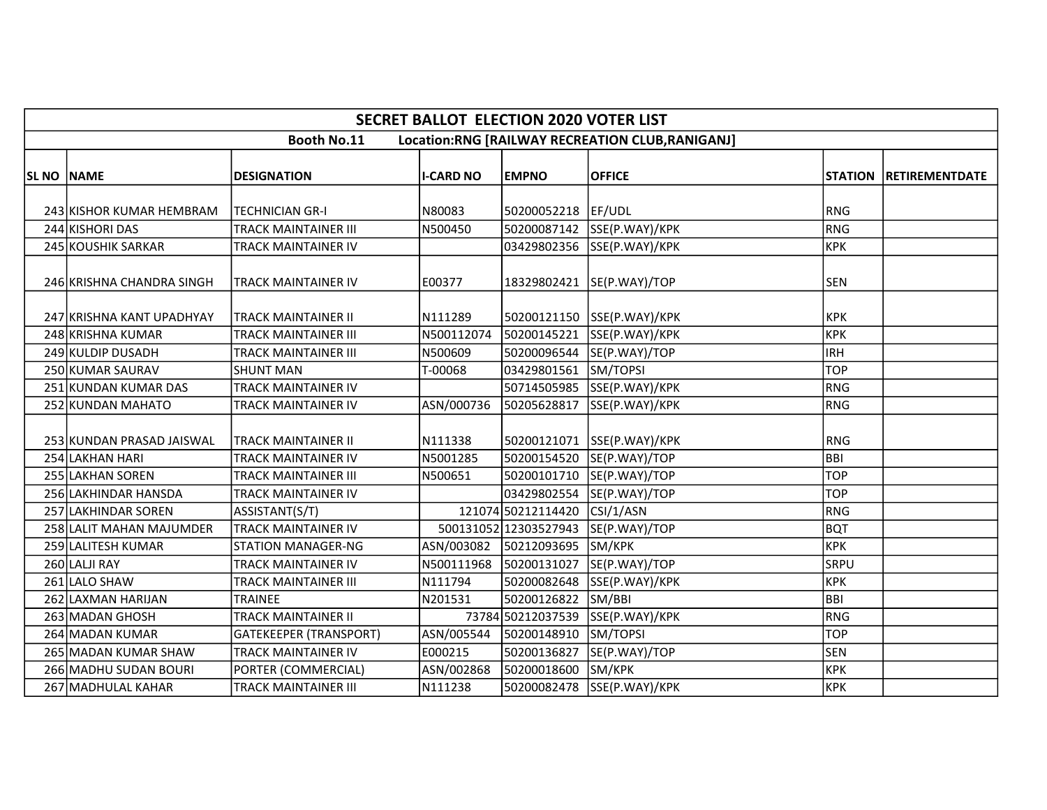| SECRET BALLOT ELECTION 2020 VOTER LIST | | | | | | | |
|---|---|---|---|---|---|---|---|
| Booth No.11 Location:RNG [RAILWAY RECREATION CLUB,RANIGANJ] | | | | | | | |
| SL NO | NAME | DESIGNATION | I-CARD NO | EMPNO | OFFICE | STATION | RETIREMENTDATE |
| 243 | KISHOR KUMAR HEMBRAM | TECHNICIAN GR-I | N80083 | 50200052218 | EF/UDL | RNG | |
| 244 | KISHORI DAS | TRACK MAINTAINER III | N500450 | 50200087142 | SSE(P.WAY)/KPK | RNG | |
| 245 | KOUSHIK SARKAR | TRACK MAINTAINER IV | | 03429802356 | SSE(P.WAY)/KPK | KPK | |
| 246 | KRISHNA CHANDRA SINGH | TRACK MAINTAINER IV | E00377 | 18329802421 | SE(P.WAY)/TOP | SEN | |
| 247 | KRISHNA KANT UPADHYAY | TRACK MAINTAINER II | N111289 | 50200121150 | SSE(P.WAY)/KPK | KPK | |
| 248 | KRISHNA KUMAR | TRACK MAINTAINER III | N500112074 | 50200145221 | SSE(P.WAY)/KPK | KPK | |
| 249 | KULDIP DUSADH | TRACK MAINTAINER III | N500609 | 50200096544 | SE(P.WAY)/TOP | IRH | |
| 250 | KUMAR SAURAV | SHUNT MAN | T-00068 | 03429801561 | SM/TOPSI | TOP | |
| 251 | KUNDAN KUMAR DAS | TRACK MAINTAINER IV | | 50714505985 | SSE(P.WAY)/KPK | RNG | |
| 252 | KUNDAN MAHATO | TRACK MAINTAINER IV | ASN/000736 | 50205628817 | SSE(P.WAY)/KPK | RNG | |
| 253 | KUNDAN PRASAD JAISWAL | TRACK MAINTAINER II | N111338 | 50200121071 | SSE(P.WAY)/KPK | RNG | |
| 254 | LAKHAN HARI | TRACK MAINTAINER IV | N5001285 | 50200154520 | SE(P.WAY)/TOP | BBI | |
| 255 | LAKHAN SOREN | TRACK MAINTAINER III | N500651 | 50200101710 | SE(P.WAY)/TOP | TOP | |
| 256 | LAKHINDAR HANSDA | TRACK MAINTAINER IV | | 03429802554 | SE(P.WAY)/TOP | TOP | |
| 257 | LAKHINDAR SOREN | ASSISTANT(S/T) | 121074 | 50212114420 | CSI/1/ASN | RNG | |
| 258 | LALIT MAHAN MAJUMDER | TRACK MAINTAINER IV | 500131052 | 12303527943 | SE(P.WAY)/TOP | BQT | |
| 259 | LALITESH KUMAR | STATION MANAGER-NG | ASN/003082 | 50212093695 | SM/KPK | KPK | |
| 260 | LALJI RAY | TRACK MAINTAINER IV | N500111968 | 50200131027 | SE(P.WAY)/TOP | SRPU | |
| 261 | LALO SHAW | TRACK MAINTAINER III | N111794 | 50200082648 | SSE(P.WAY)/KPK | KPK | |
| 262 | LAXMAN HARIJAN | TRAINEE | N201531 | 50200126822 | SM/BBI | BBI | |
| 263 | MADAN GHOSH | TRACK MAINTAINER II | 73784 | 50212037539 | SSE(P.WAY)/KPK | RNG | |
| 264 | MADAN KUMAR | GATEKEEPER (TRANSPORT) | ASN/005544 | 50200148910 | SM/TOPSI | TOP | |
| 265 | MADAN KUMAR SHAW | TRACK MAINTAINER IV | E000215 | 50200136827 | SE(P.WAY)/TOP | SEN | |
| 266 | MADHU SUDAN BOURI | PORTER (COMMERCIAL) | ASN/002868 | 50200018600 | SM/KPK | KPK | |
| 267 | MADHULAL KAHAR | TRACK MAINTAINER III | N111238 | 50200082478 | SSE(P.WAY)/KPK | KPK | |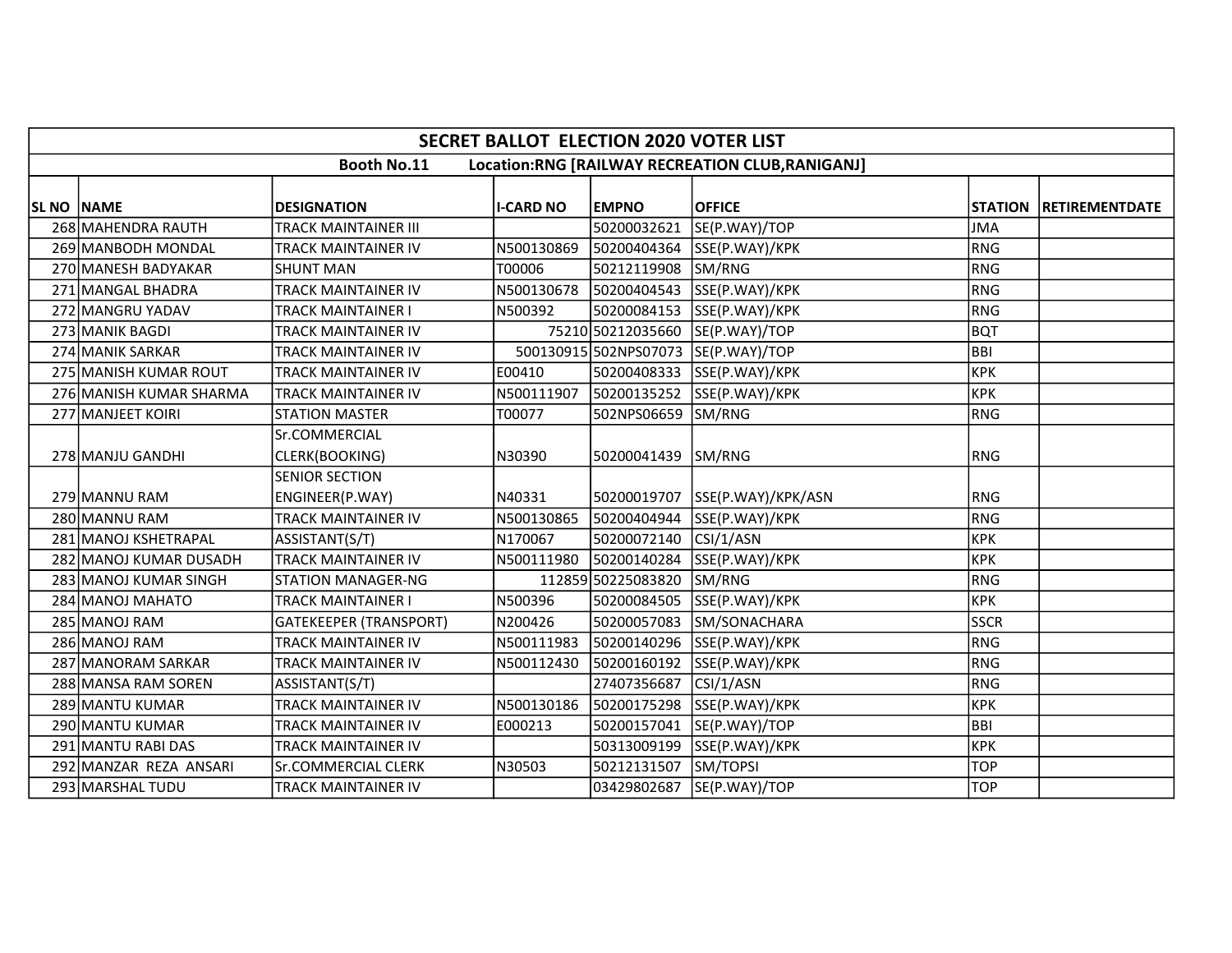| SECRET BALLOT ELECTION 2020 VOTER LIST | | | | | | | |
|---|---|---|---|---|---|---|---|
| Booth No.11 Location:RNG [RAILWAY RECREATION CLUB,RANIGANJ] | | | | | | | |
| SL NO | NAME | DESIGNATION | I-CARD NO | EMPNO | OFFICE | STATION | RETIREMENTDATE |
| 268 | MAHENDRA RAUTH | TRACK MAINTAINER III | | 50200032621 | SE(P.WAY)/TOP | JMA | |
| 269 | MANBODH MONDAL | TRACK MAINTAINER IV | N500130869 | 50200404364 | SSE(P.WAY)/KPK | RNG | |
| 270 | MANESH BADYAKAR | SHUNT MAN | T00006 | 50212119908 | SM/RNG | RNG | |
| 271 | MANGAL BHADRA | TRACK MAINTAINER IV | N500130678 | 50200404543 | SSE(P.WAY)/KPK | RNG | |
| 272 | MANGRU YADAV | TRACK MAINTAINER I | N500392 | 50200084153 | SSE(P.WAY)/KPK | RNG | |
| 273 | MANIK BAGDI | TRACK MAINTAINER IV | 75210 | 50212035660 | SE(P.WAY)/TOP | BQT | |
| 274 | MANIK SARKAR | TRACK MAINTAINER IV | 500130915 | 502NPS07073 | SE(P.WAY)/TOP | BBI | |
| 275 | MANISH KUMAR ROUT | TRACK MAINTAINER IV | E00410 | 50200408333 | SSE(P.WAY)/KPK | KPK | |
| 276 | MANISH KUMAR SHARMA | TRACK MAINTAINER IV | N500111907 | 50200135252 | SSE(P.WAY)/KPK | KPK | |
| 277 | MANJEET KOIRI | STATION MASTER | T00077 | 502NPS06659 | SM/RNG | RNG | |
| 278 | MANJU GANDHI | Sr.COMMERCIAL CLERK(BOOKING) | N30390 | 50200041439 | SM/RNG | RNG | |
| 279 | MANNU RAM | SENIOR SECTION ENGINEER(P.WAY) | N40331 | 50200019707 | SSE(P.WAY)/KPK/ASN | RNG | |
| 280 | MANNU RAM | TRACK MAINTAINER IV | N500130865 | 50200404944 | SSE(P.WAY)/KPK | RNG | |
| 281 | MANOJ KSHETRAPAL | ASSISTANT(S/T) | N170067 | 50200072140 | CSI/1/ASN | KPK | |
| 282 | MANOJ KUMAR DUSADH | TRACK MAINTAINER IV | N500111980 | 50200140284 | SSE(P.WAY)/KPK | KPK | |
| 283 | MANOJ KUMAR SINGH | STATION MANAGER-NG | 112859 | 50225083820 | SM/RNG | RNG | |
| 284 | MANOJ MAHATO | TRACK MAINTAINER I | N500396 | 50200084505 | SSE(P.WAY)/KPK | KPK | |
| 285 | MANOJ RAM | GATEKEEPER (TRANSPORT) | N200426 | 50200057083 | SM/SONACHARA | SSCR | |
| 286 | MANOJ RAM | TRACK MAINTAINER IV | N500111983 | 50200140296 | SSE(P.WAY)/KPK | RNG | |
| 287 | MANORAM SARKAR | TRACK MAINTAINER IV | N500112430 | 50200160192 | SSE(P.WAY)/KPK | RNG | |
| 288 | MANSA RAM SOREN | ASSISTANT(S/T) | | 27407356687 | CSI/1/ASN | RNG | |
| 289 | MANTU KUMAR | TRACK MAINTAINER IV | N500130186 | 50200175298 | SSE(P.WAY)/KPK | KPK | |
| 290 | MANTU KUMAR | TRACK MAINTAINER IV | E000213 | 50200157041 | SE(P.WAY)/TOP | BBI | |
| 291 | MANTU RABI DAS | TRACK MAINTAINER IV | | 50313009199 | SSE(P.WAY)/KPK | KPK | |
| 292 | MANZAR REZA ANSARI | Sr.COMMERCIAL CLERK | N30503 | 50212131507 | SM/TOPSI | TOP | |
| 293 | MARSHAL TUDU | TRACK MAINTAINER IV | | 03429802687 | SE(P.WAY)/TOP | TOP | |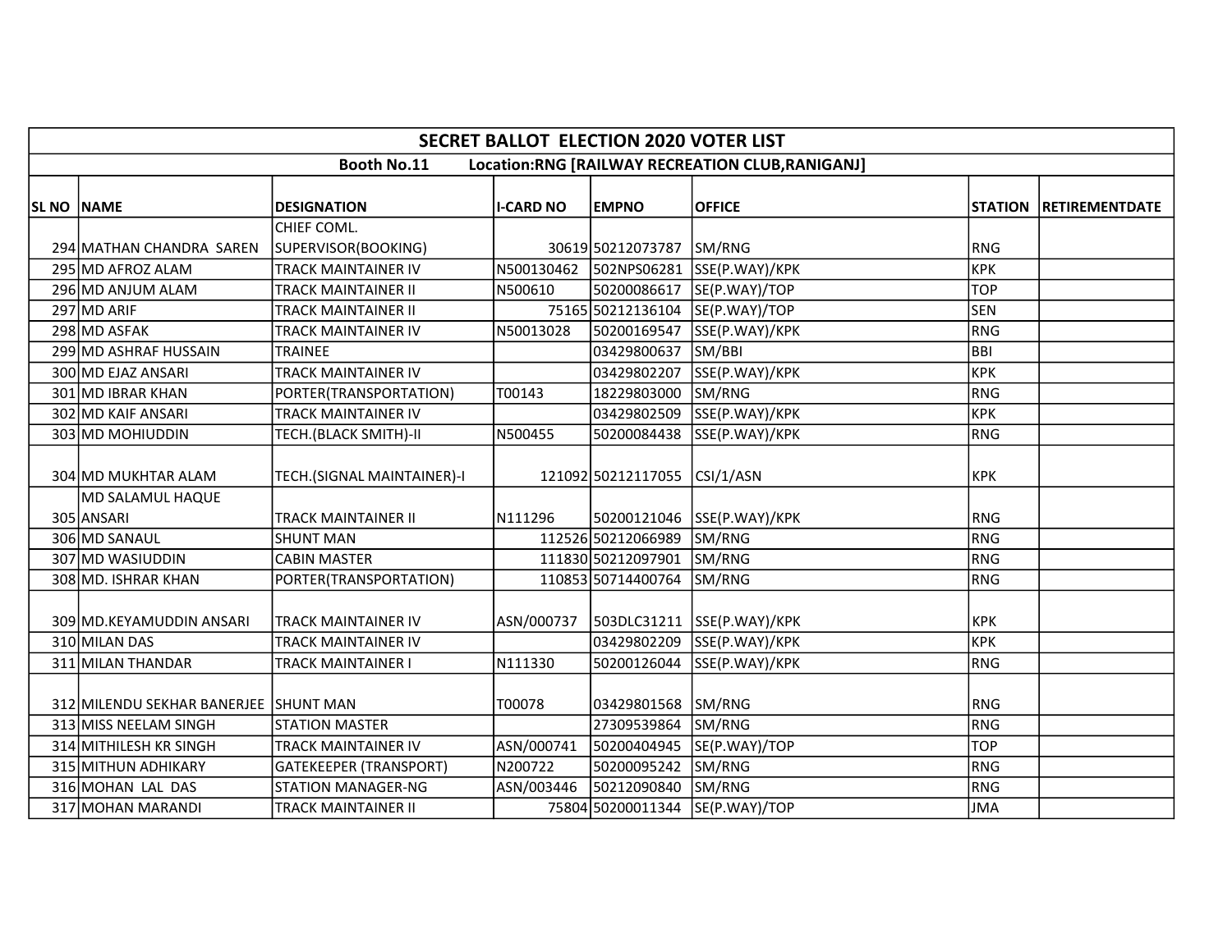| SECRET BALLOT ELECTION 2020 VOTER LIST | | | | | | | |
|---|---|---|---|---|---|---|---|
| Booth No.11 Location:RNG [RAILWAY RECREATION CLUB,RANIGANJ] | | | | | | | |
| **SL NO** | **NAME** | **DESIGNATION** | **I-CARD NO** | **EMPNO** | **OFFICE** | **STATION** | **RETIREMENTDATE** |
| 294 | MATHAN CHANDRA SAREN | CHIEF COML. SUPERVISOR(BOOKING) | 30619 | 50212073787 | SM/RNG | RNG | |
| 295 | MD AFROZ ALAM | TRACK MAINTAINER IV | N500130462 | 502NPS06281 | SSE(P.WAY)/KPK | KPK | |
| 296 | MD ANJUM ALAM | TRACK MAINTAINER II | N500610 | 50200086617 | SE(P.WAY)/TOP | TOP | |
| 297 | MD ARIF | TRACK MAINTAINER II | 75165 | 50212136104 | SE(P.WAY)/TOP | SEN | |
| 298 | MD ASFAK | TRACK MAINTAINER IV | N50013028 | 50200169547 | SSE(P.WAY)/KPK | RNG | |
| 299 | MD ASHRAF HUSSAIN | TRAINEE | | 03429800637 | SM/BBI | BBI | |
| 300 | MD EJAZ ANSARI | TRACK MAINTAINER IV | | 03429802207 | SSE(P.WAY)/KPK | KPK | |
| 301 | MD IBRAR KHAN | PORTER(TRANSPORTATION) | T00143 | 18229803000 | SM/RNG | RNG | |
| 302 | MD KAIF ANSARI | TRACK MAINTAINER IV | | 03429802509 | SSE(P.WAY)/KPK | KPK | |
| 303 | MD MOHIUDDIN | TECH.(BLACK SMITH)-II | N500455 | 50200084438 | SSE(P.WAY)/KPK | RNG | |
| 304 | MD MUKHTAR ALAM | TECH.(SIGNAL MAINTAINER)-I | 121092 | 50212117055 | CSI/1/ASN | KPK | |
| 305 | MD SALAMUL HAQUE ANSARI | TRACK MAINTAINER II | N111296 | 50200121046 | SSE(P.WAY)/KPK | RNG | |
| 306 | MD SANAUL | SHUNT MAN | 112526 | 50212066989 | SM/RNG | RNG | |
| 307 | MD WASIUDDIN | CABIN MASTER | 111830 | 50212097901 | SM/RNG | RNG | |
| 308 | MD. ISHRAR KHAN | PORTER(TRANSPORTATION) | 110853 | 50714400764 | SM/RNG | RNG | |
| 309 | MD.KEYAMUDDIN ANSARI | TRACK MAINTAINER IV | ASN/000737 | 503DLC31211 | SSE(P.WAY)/KPK | KPK | |
| 310 | MILAN DAS | TRACK MAINTAINER IV | | 03429802209 | SSE(P.WAY)/KPK | KPK | |
| 311 | MILAN THANDAR | TRACK MAINTAINER I | N111330 | 50200126044 | SSE(P.WAY)/KPK | RNG | |
| 312 | MILENDU SEKHAR BANERJEE | SHUNT MAN | T00078 | 03429801568 | SM/RNG | RNG | |
| 313 | MISS NEELAM SINGH | STATION MASTER | | 27309539864 | SM/RNG | RNG | |
| 314 | MITHILESH KR SINGH | TRACK MAINTAINER IV | ASN/000741 | 50200404945 | SE(P.WAY)/TOP | TOP | |
| 315 | MITHUN ADHIKARY | GATEKEEPER (TRANSPORT) | N200722 | 50200095242 | SM/RNG | RNG | |
| 316 | MOHAN LAL DAS | STATION MANAGER-NG | ASN/003446 | 50212090840 | SM/RNG | RNG | |
| 317 | MOHAN MARANDI | TRACK MAINTAINER II | 75804 | 50200011344 | SE(P.WAY)/TOP | JMA | |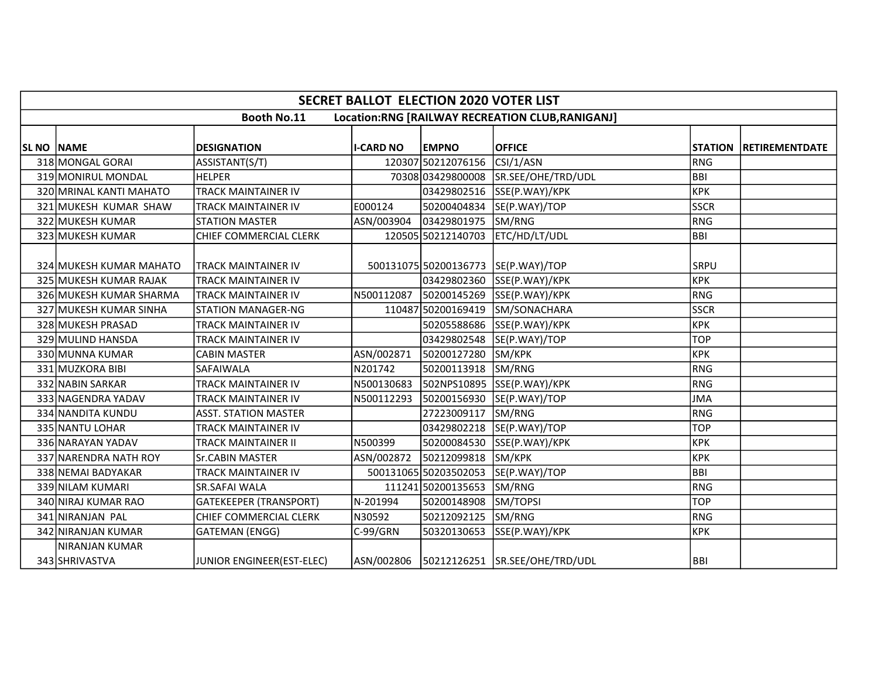## SECRET BALLOT ELECTION 2020 VOTER LIST

**Booth No.11 Location:RNG [RAILWAY RECREATION CLUB,RANIGANJ]**

| SL NO | NAME | DESIGNATION | I-CARD NO | EMPNO | OFFICE | STATION | RETIREMENTDATE |
|---|---|---|---|---|---|---|---|
| 318 | MONGAL GORAI | ASSISTANT(S/T) | 120307 | 50212076156 | CSI/1/ASN | RNG | |
| 319 | MONIRUL MONDAL | HELPER | 70308 | 03429800008 | SR.SEE/OHE/TRD/UDL | BBI | |
| 320 | MRINAL KANTI MAHATO | TRACK MAINTAINER IV | | 03429802516 | SSE(P.WAY)/KPK | KPK | |
| 321 | MUKESH KUMAR SHAW | TRACK MAINTAINER IV | E000124 | 50200404834 | SE(P.WAY)/TOP | SSCR | |
| 322 | MUKESH KUMAR | STATION MASTER | ASN/003904 | 03429801975 | SM/RNG | RNG | |
| 323 | MUKESH KUMAR | CHIEF COMMERCIAL CLERK | 120505 | 50212140703 | ETC/HD/LT/UDL | BBI | |
| 324 | MUKESH KUMAR MAHATO | TRACK MAINTAINER IV | 500131075 | 50200136773 | SE(P.WAY)/TOP | SRPU | |
| 325 | MUKESH KUMAR RAJAK | TRACK MAINTAINER IV | | 03429802360 | SSE(P.WAY)/KPK | KPK | |
| 326 | MUKESH KUMAR SHARMA | TRACK MAINTAINER IV | N500112087 | 50200145269 | SSE(P.WAY)/KPK | RNG | |
| 327 | MUKESH KUMAR SINHA | STATION MANAGER-NG | 110487 | 50200169419 | SM/SONACHARA | SSCR | |
| 328 | MUKESH PRASAD | TRACK MAINTAINER IV | | 50205588686 | SSE(P.WAY)/KPK | KPK | |
| 329 | MULIND HANSDA | TRACK MAINTAINER IV | | 03429802548 | SE(P.WAY)/TOP | TOP | |
| 330 | MUNNA KUMAR | CABIN MASTER | ASN/002871 | 50200127280 | SM/KPK | KPK | |
| 331 | MUZKORA BIBI | SAFAIWALA | N201742 | 50200113918 | SM/RNG | RNG | |
| 332 | NABIN SARKAR | TRACK MAINTAINER IV | N500130683 | 502NPS10895 | SSE(P.WAY)/KPK | RNG | |
| 333 | NAGENDRA YADAV | TRACK MAINTAINER IV | N500112293 | 50200156930 | SE(P.WAY)/TOP | JMA | |
| 334 | NANDITA KUNDU | ASST. STATION MASTER | | 27223009117 | SM/RNG | RNG | |
| 335 | NANTU LOHAR | TRACK MAINTAINER IV | | 03429802218 | SE(P.WAY)/TOP | TOP | |
| 336 | NARAYAN YADAV | TRACK MAINTAINER II | N500399 | 50200084530 | SSE(P.WAY)/KPK | KPK | |
| 337 | NARENDRA NATH ROY | Sr.CABIN MASTER | ASN/002872 | 50212099818 | SM/KPK | KPK | |
| 338 | NEMAI BADYAKAR | TRACK MAINTAINER IV | 500131065 | 50203502053 | SE(P.WAY)/TOP | BBI | |
| 339 | NILAM KUMARI | SR.SAFAI WALA | 111241 | 50200135653 | SM/RNG | RNG | |
| 340 | NIRAJ KUMAR RAO | GATEKEEPER (TRANSPORT) | N-201994 | 50200148908 | SM/TOPSI | TOP | |
| 341 | NIRANJAN PAL | CHIEF COMMERCIAL CLERK | N30592 | 50212092125 | SM/RNG | RNG | |
| 342 | NIRANJAN KUMAR | GATEMAN (ENGG) | C-99/GRN | 50320130653 | SSE(P.WAY)/KPK | KPK | |
| 343 | NIRANJAN KUMAR SHRIVASTVA | JUNIOR ENGINEER(EST-ELEC) | ASN/002806 | 50212126251 | SR.SEE/OHE/TRD/UDL | BBI | |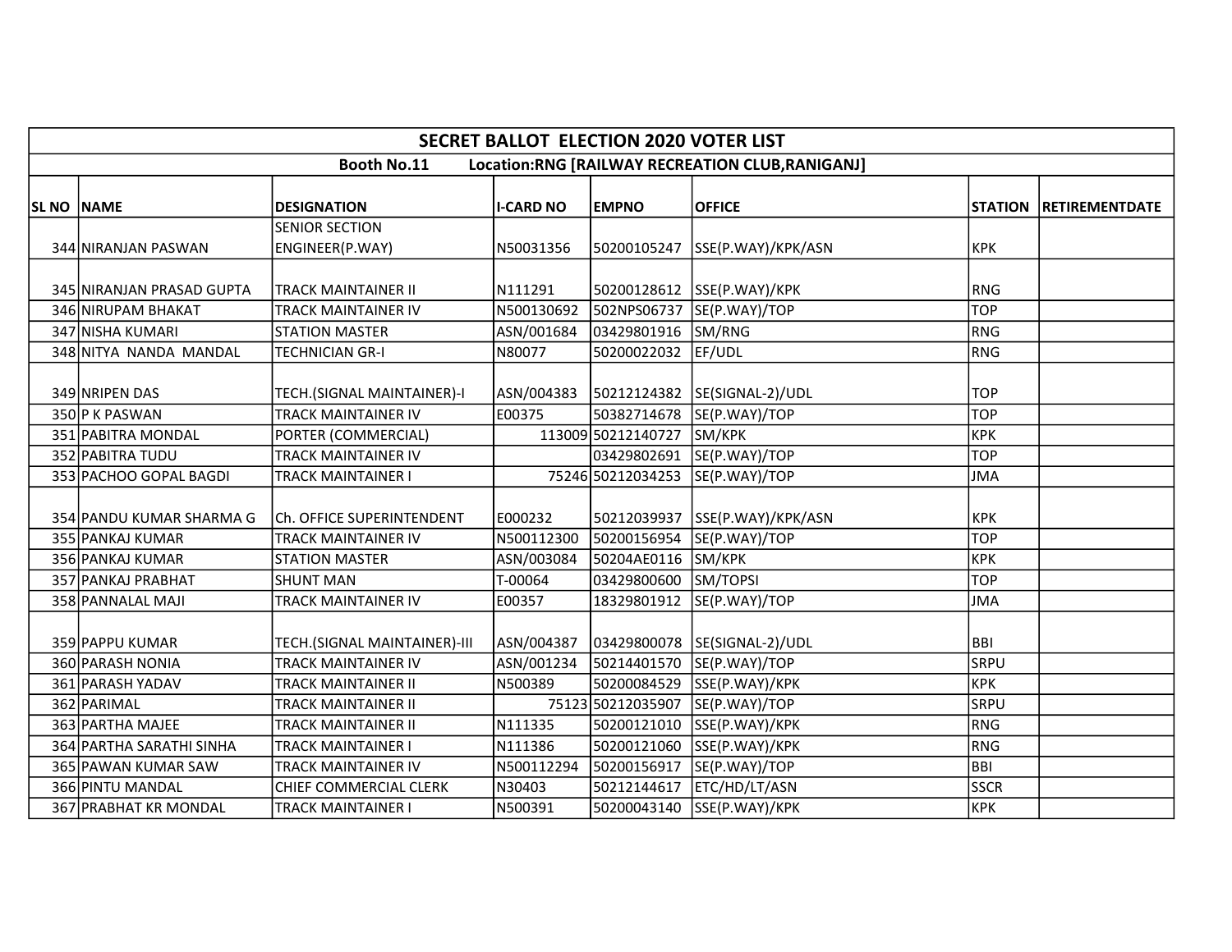| SECRET BALLOT ELECTION 2020 VOTER LIST | | | | | | | |
|---|---|---|---|---|---|---|---|
| Booth No.11 Location:RNG [RAILWAY RECREATION CLUB,RANIGANJ] | | | | | | | |
| SL NO | NAME | DESIGNATION | I-CARD NO | EMPNO | OFFICE | STATION | RETIREMENTDATE |
| 344 | NIRANJAN PASWAN | SENIOR SECTION ENGINEER(P.WAY) | N50031356 | 50200105247 | SSE(P.WAY)/KPK/ASN | KPK | |
| 345 | NIRANJAN PRASAD GUPTA | TRACK MAINTAINER II | N111291 | 50200128612 | SSE(P.WAY)/KPK | RNG | |
| 346 | NIRUPAM BHAKAT | TRACK MAINTAINER IV | N500130692 | 502NPS06737 | SE(P.WAY)/TOP | TOP | |
| 347 | NISHA KUMARI | STATION MASTER | ASN/001684 | 03429801916 | SM/RNG | RNG | |
| 348 | NITYA NANDA MANDAL | TECHNICIAN GR-I | N80077 | 50200022032 | EF/UDL | RNG | |
| 349 | NRIPEN DAS | TECH.(SIGNAL MAINTAINER)-I | ASN/004383 | 50212124382 | SE(SIGNAL-2)/UDL | TOP | |
| 350 | P K PASWAN | TRACK MAINTAINER IV | E00375 | 50382714678 | SE(P.WAY)/TOP | TOP | |
| 351 | PABITRA MONDAL | PORTER (COMMERCIAL) | 113009 | 50212140727 | SM/KPK | KPK | |
| 352 | PABITRA TUDU | TRACK MAINTAINER IV | | 03429802691 | SE(P.WAY)/TOP | TOP | |
| 353 | PACHOO GOPAL BAGDI | TRACK MAINTAINER I | 75246 | 50212034253 | SE(P.WAY)/TOP | JMA | |
| 354 | PANDU KUMAR SHARMA G | Ch. OFFICE SUPERINTENDENT | E000232 | 50212039937 | SSE(P.WAY)/KPK/ASN | KPK | |
| 355 | PANKAJ KUMAR | TRACK MAINTAINER IV | N500112300 | 50200156954 | SE(P.WAY)/TOP | TOP | |
| 356 | PANKAJ KUMAR | STATION MASTER | ASN/003084 | 50204AE0116 | SM/KPK | KPK | |
| 357 | PANKAJ PRABHAT | SHUNT MAN | T-00064 | 03429800600 | SM/TOPSI | TOP | |
| 358 | PANNALAL MAJI | TRACK MAINTAINER IV | E00357 | 18329801912 | SE(P.WAY)/TOP | JMA | |
| 359 | PAPPU KUMAR | TECH.(SIGNAL MAINTAINER)-III | ASN/004387 | 03429800078 | SE(SIGNAL-2)/UDL | BBI | |
| 360 | PARASH NONIA | TRACK MAINTAINER IV | ASN/001234 | 50214401570 | SE(P.WAY)/TOP | SRPU | |
| 361 | PARASH YADAV | TRACK MAINTAINER II | N500389 | 50200084529 | SSE(P.WAY)/KPK | KPK | |
| 362 | PARIMAL | TRACK MAINTAINER II | 75123 | 50212035907 | SE(P.WAY)/TOP | SRPU | |
| 363 | PARTHA MAJEE | TRACK MAINTAINER II | N111335 | 50200121010 | SSE(P.WAY)/KPK | RNG | |
| 364 | PARTHA SARATHI SINHA | TRACK MAINTAINER I | N111386 | 50200121060 | SSE(P.WAY)/KPK | RNG | |
| 365 | PAWAN KUMAR SAW | TRACK MAINTAINER IV | N500112294 | 50200156917 | SE(P.WAY)/TOP | BBI | |
| 366 | PINTU MANDAL | CHIEF COMMERCIAL CLERK | N30403 | 50212144617 | ETC/HD/LT/ASN | SSCR | |
| 367 | PRABHAT KR MONDAL | TRACK MAINTAINER I | N500391 | 50200043140 | SSE(P.WAY)/KPK | KPK | |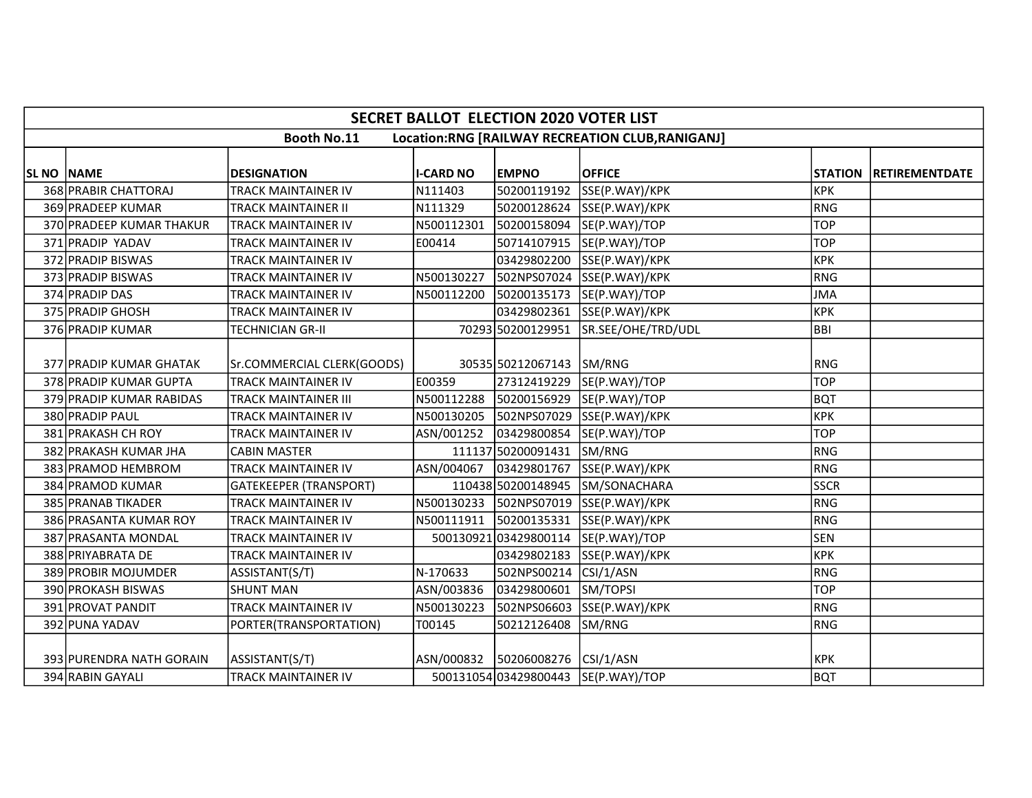| SECRET BALLOT ELECTION 2020 VOTER LIST | | | | | | | |
|---|---|---|---|---|---|---|---|
| Booth No.11 Location:RNG [RAILWAY RECREATION CLUB,RANIGANJ] | | | | | | | |
| **SL NO** | **NAME** | **DESIGNATION** | **I-CARD NO** | **EMPNO** | **OFFICE** | **STATION** | **RETIREMENTDATE** |
| 368 | PRABIR CHATTORAJ | TRACK MAINTAINER IV | N111403 | 50200119192 | SSE(P.WAY)/KPK | KPK | |
| 369 | PRADEEP KUMAR | TRACK MAINTAINER II | N111329 | 50200128624 | SSE(P.WAY)/KPK | RNG | |
| 370 | PRADEEP KUMAR THAKUR | TRACK MAINTAINER IV | N500112301 | 50200158094 | SE(P.WAY)/TOP | TOP | |
| 371 | PRADIP YADAV | TRACK MAINTAINER IV | E00414 | 50714107915 | SE(P.WAY)/TOP | TOP | |
| 372 | PRADIP BISWAS | TRACK MAINTAINER IV | | 03429802200 | SSE(P.WAY)/KPK | KPK | |
| 373 | PRADIP BISWAS | TRACK MAINTAINER IV | N500130227 | 502NPS07024 | SSE(P.WAY)/KPK | RNG | |
| 374 | PRADIP DAS | TRACK MAINTAINER IV | N500112200 | 50200135173 | SE(P.WAY)/TOP | JMA | |
| 375 | PRADIP GHOSH | TRACK MAINTAINER IV | | 03429802361 | SSE(P.WAY)/KPK | KPK | |
| 376 | PRADIP KUMAR | TECHNICIAN GR-II | 70293 | 50200129951 | SR.SEE/OHE/TRD/UDL | BBI | |
| 377 | PRADIP KUMAR GHATAK | Sr.COMMERCIAL CLERK(GOODS) | 30535 | 50212067143 | SM/RNG | RNG | |
| 378 | PRADIP KUMAR GUPTA | TRACK MAINTAINER IV | E00359 | 27312419229 | SE(P.WAY)/TOP | TOP | |
| 379 | PRADIP KUMAR RABIDAS | TRACK MAINTAINER III | N500112288 | 50200156929 | SE(P.WAY)/TOP | BQT | |
| 380 | PRADIP PAUL | TRACK MAINTAINER IV | N500130205 | 502NPS07029 | SSE(P.WAY)/KPK | KPK | |
| 381 | PRAKASH CH ROY | TRACK MAINTAINER IV | ASN/001252 | 03429800854 | SE(P.WAY)/TOP | TOP | |
| 382 | PRAKASH KUMAR JHA | CABIN MASTER | 111137 | 50200091431 | SM/RNG | RNG | |
| 383 | PRAMOD HEMBROM | TRACK MAINTAINER IV | ASN/004067 | 03429801767 | SSE(P.WAY)/KPK | RNG | |
| 384 | PRAMOD KUMAR | GATEKEEPER (TRANSPORT) | 110438 | 50200148945 | SM/SONACHARA | SSCR | |
| 385 | PRANAB TIKADER | TRACK MAINTAINER IV | N500130233 | 502NPS07019 | SSE(P.WAY)/KPK | RNG | |
| 386 | PRASANTA KUMAR ROY | TRACK MAINTAINER IV | N500111911 | 50200135331 | SSE(P.WAY)/KPK | RNG | |
| 387 | PRASANTA MONDAL | TRACK MAINTAINER IV | 500130921 | 03429800114 | SE(P.WAY)/TOP | SEN | |
| 388 | PRIYABRATA DE | TRACK MAINTAINER IV | | 03429802183 | SSE(P.WAY)/KPK | KPK | |
| 389 | PROBIR MOJUMDER | ASSISTANT(S/T) | N-170633 | 502NPS00214 | CSI/1/ASN | RNG | |
| 390 | PROKASH BISWAS | SHUNT MAN | ASN/003836 | 03429800601 | SM/TOPSI | TOP | |
| 391 | PROVAT PANDIT | TRACK MAINTAINER IV | N500130223 | 502NPS06603 | SSE(P.WAY)/KPK | RNG | |
| 392 | PUNA YADAV | PORTER(TRANSPORTATION) | T00145 | 50212126408 | SM/RNG | RNG | |
| 393 | PURENDRA NATH GORAIN | ASSISTANT(S/T) | ASN/000832 | 50206008276 | CSI/1/ASN | KPK | |
| 394 | RABIN GAYALI | TRACK MAINTAINER IV | 500131054 | 03429800443 | SE(P.WAY)/TOP | BQT | |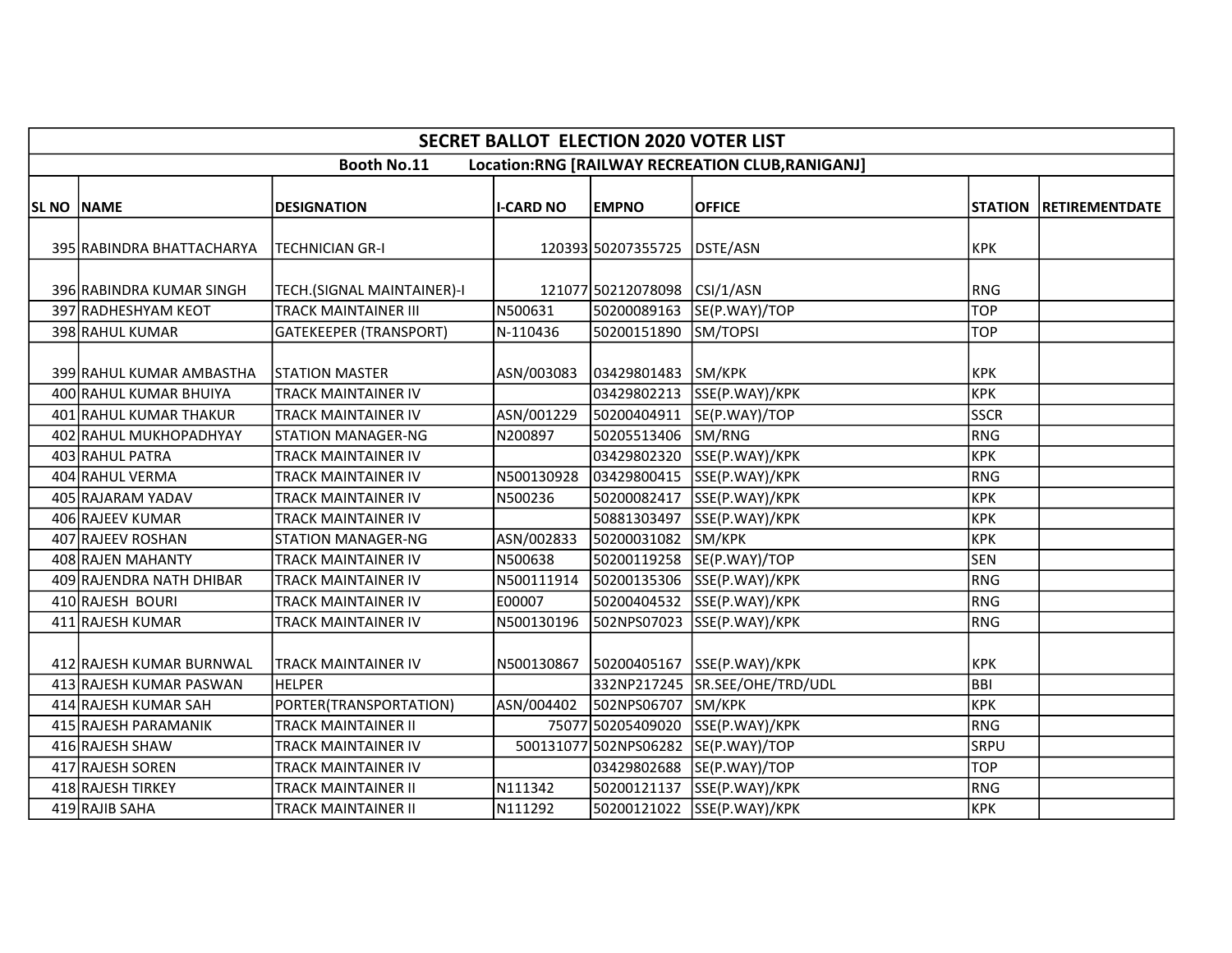# SECRET BALLOT ELECTION 2020 VOTER LIST

## Booth No.11 Location:RNG [RAILWAY RECREATION CLUB,RANIGANJ]

| SL NO | NAME | DESIGNATION | I-CARD NO | EMPNO | OFFICE | STATION | RETIREMENTDATE |
|---|---|---|---|---|---|---|---|
| 395 | RABINDRA BHATTACHARYA | TECHNICIAN GR-I | 120393 | 50207355725 | DSTE/ASN | KPK | |
| 396 | RABINDRA KUMAR SINGH | TECH.(SIGNAL MAINTAINER)-I | 121077 | 50212078098 | CSI/1/ASN | RNG | |
| 397 | RADHESHYAM KEOT | TRACK MAINTAINER III | N500631 | 50200089163 | SE(P.WAY)/TOP | TOP | |
| 398 | RAHUL KUMAR | GATEKEEPER (TRANSPORT) | N-110436 | 50200151890 | SM/TOPSI | TOP | |
| 399 | RAHUL KUMAR AMBASTHA | STATION MASTER | ASN/003083 | 03429801483 | SM/KPK | KPK | |
| 400 | RAHUL KUMAR BHUIYA | TRACK MAINTAINER IV | | 03429802213 | SSE(P.WAY)/KPK | KPK | |
| 401 | RAHUL KUMAR THAKUR | TRACK MAINTAINER IV | ASN/001229 | 50200404911 | SE(P.WAY)/TOP | SSCR | |
| 402 | RAHUL MUKHOPADHYAY | STATION MANAGER-NG | N200897 | 50205513406 | SM/RNG | RNG | |
| 403 | RAHUL PATRA | TRACK MAINTAINER IV | | 03429802320 | SSE(P.WAY)/KPK | KPK | |
| 404 | RAHUL VERMA | TRACK MAINTAINER IV | N500130928 | 03429800415 | SSE(P.WAY)/KPK | RNG | |
| 405 | RAJARAM YADAV | TRACK MAINTAINER IV | N500236 | 50200082417 | SSE(P.WAY)/KPK | KPK | |
| 406 | RAJEEV KUMAR | TRACK MAINTAINER IV | | 50881303497 | SSE(P.WAY)/KPK | KPK | |
| 407 | RAJEEV ROSHAN | STATION MANAGER-NG | ASN/002833 | 50200031082 | SM/KPK | KPK | |
| 408 | RAJEN MAHANTY | TRACK MAINTAINER IV | N500638 | 50200119258 | SE(P.WAY)/TOP | SEN | |
| 409 | RAJENDRA NATH DHIBAR | TRACK MAINTAINER IV | N500111914 | 50200135306 | SSE(P.WAY)/KPK | RNG | |
| 410 | RAJESH BOURI | TRACK MAINTAINER IV | E00007 | 50200404532 | SSE(P.WAY)/KPK | RNG | |
| 411 | RAJESH KUMAR | TRACK MAINTAINER IV | N500130196 | 502NPS07023 | SSE(P.WAY)/KPK | RNG | |
| 412 | RAJESH KUMAR BURNWAL | TRACK MAINTAINER IV | N500130867 | 50200405167 | SSE(P.WAY)/KPK | KPK | |
| 413 | RAJESH KUMAR PASWAN | HELPER | | 332NP217245 | SR.SEE/OHE/TRD/UDL | BBI | |
| 414 | RAJESH KUMAR SAH | PORTER(TRANSPORTATION) | ASN/004402 | 502NPS06707 | SM/KPK | KPK | |
| 415 | RAJESH PARAMANIK | TRACK MAINTAINER II | 75077 | 50205409020 | SSE(P.WAY)/KPK | RNG | |
| 416 | RAJESH SHAW | TRACK MAINTAINER IV | 500131077 | 502NPS06282 | SE(P.WAY)/TOP | SRPU | |
| 417 | RAJESH SOREN | TRACK MAINTAINER IV | | 03429802688 | SE(P.WAY)/TOP | TOP | |
| 418 | RAJESH TIRKEY | TRACK MAINTAINER II | N111342 | 50200121137 | SSE(P.WAY)/KPK | RNG | |
| 419 | RAJIB SAHA | TRACK MAINTAINER II | N111292 | 50200121022 | SSE(P.WAY)/KPK | KPK | |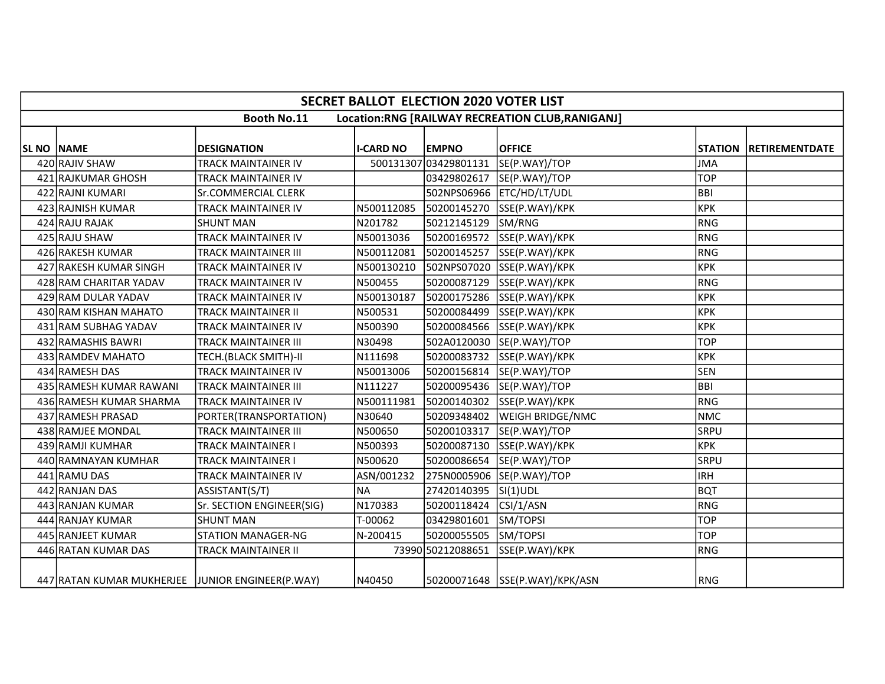| SECRET BALLOT ELECTION 2020 VOTER LIST | | | | | | | |
|---|---|---|---|---|---|---|---|
| Booth No.11 Location:RNG [RAILWAY RECREATION CLUB,RANIGANJ] | | | | | | | |
| SL NO | NAME | DESIGNATION | I-CARD NO | EMPNO | OFFICE | STATION | RETIREMENTDATE |
| 420 | RAJIV SHAW | TRACK MAINTAINER IV | 500131307 | 03429801131 | SE(P.WAY)/TOP | JMA | |
| 421 | RAJKUMAR GHOSH | TRACK MAINTAINER IV | | 03429802617 | SE(P.WAY)/TOP | TOP | |
| 422 | RAJNI KUMARI | Sr.COMMERCIAL CLERK | | 502NPS06966 | ETC/HD/LT/UDL | BBI | |
| 423 | RAJNISH KUMAR | TRACK MAINTAINER IV | N500112085 | 50200145270 | SSE(P.WAY)/KPK | KPK | |
| 424 | RAJU RAJAK | SHUNT MAN | N201782 | 50212145129 | SM/RNG | RNG | |
| 425 | RAJU SHAW | TRACK MAINTAINER IV | N50013036 | 50200169572 | SSE(P.WAY)/KPK | RNG | |
| 426 | RAKESH KUMAR | TRACK MAINTAINER III | N500112081 | 50200145257 | SSE(P.WAY)/KPK | RNG | |
| 427 | RAKESH KUMAR SINGH | TRACK MAINTAINER IV | N500130210 | 502NPS07020 | SSE(P.WAY)/KPK | KPK | |
| 428 | RAM CHARITAR YADAV | TRACK MAINTAINER IV | N500455 | 50200087129 | SSE(P.WAY)/KPK | RNG | |
| 429 | RAM DULAR YADAV | TRACK MAINTAINER IV | N500130187 | 50200175286 | SSE(P.WAY)/KPK | KPK | |
| 430 | RAM KISHAN MAHATO | TRACK MAINTAINER II | N500531 | 50200084499 | SSE(P.WAY)/KPK | KPK | |
| 431 | RAM SUBHAG YADAV | TRACK MAINTAINER IV | N500390 | 50200084566 | SSE(P.WAY)/KPK | KPK | |
| 432 | RAMASHIS BAWRI | TRACK MAINTAINER III | N30498 | 502A0120030 | SE(P.WAY)/TOP | TOP | |
| 433 | RAMDEV MAHATO | TECH.(BLACK SMITH)-II | N111698 | 50200083732 | SSE(P.WAY)/KPK | KPK | |
| 434 | RAMESH DAS | TRACK MAINTAINER IV | N50013006 | 50200156814 | SE(P.WAY)/TOP | SEN | |
| 435 | RAMESH KUMAR RAWANI | TRACK MAINTAINER III | N111227 | 50200095436 | SE(P.WAY)/TOP | BBI | |
| 436 | RAMESH KUMAR SHARMA | TRACK MAINTAINER IV | N500111981 | 50200140302 | SSE(P.WAY)/KPK | RNG | |
| 437 | RAMESH PRASAD | PORTER(TRANSPORTATION) | N30640 | 50209348402 | WEIGH BRIDGE/NMC | NMC | |
| 438 | RAMJEE MONDAL | TRACK MAINTAINER III | N500650 | 50200103317 | SE(P.WAY)/TOP | SRPU | |
| 439 | RAMJI KUMHAR | TRACK MAINTAINER I | N500393 | 50200087130 | SSE(P.WAY)/KPK | KPK | |
| 440 | RAMNAYAN KUMHAR | TRACK MAINTAINER I | N500620 | 50200086654 | SE(P.WAY)/TOP | SRPU | |
| 441 | RAMU DAS | TRACK MAINTAINER IV | ASN/001232 | 275N0005906 | SE(P.WAY)/TOP | IRH | |
| 442 | RANJAN DAS | ASSISTANT(S/T) | NA | 27420140395 | SI(1)UDL | BQT | |
| 443 | RANJAN KUMAR | Sr. SECTION ENGINEER(SIG) | N170383 | 50200118424 | CSI/1/ASN | RNG | |
| 444 | RANJAY KUMAR | SHUNT MAN | T-00062 | 03429801601 | SM/TOPSI | TOP | |
| 445 | RANJEET KUMAR | STATION MANAGER-NG | N-200415 | 50200055505 | SM/TOPSI | TOP | |
| 446 | RATAN KUMAR DAS | TRACK MAINTAINER II | 73990 | 50212088651 | SSE(P.WAY)/KPK | RNG | |
| 447 | RATAN KUMAR MUKHERJEE | JUNIOR ENGINEER(P.WAY) | N40450 | 50200071648 | SSE(P.WAY)/KPK/ASN | RNG | |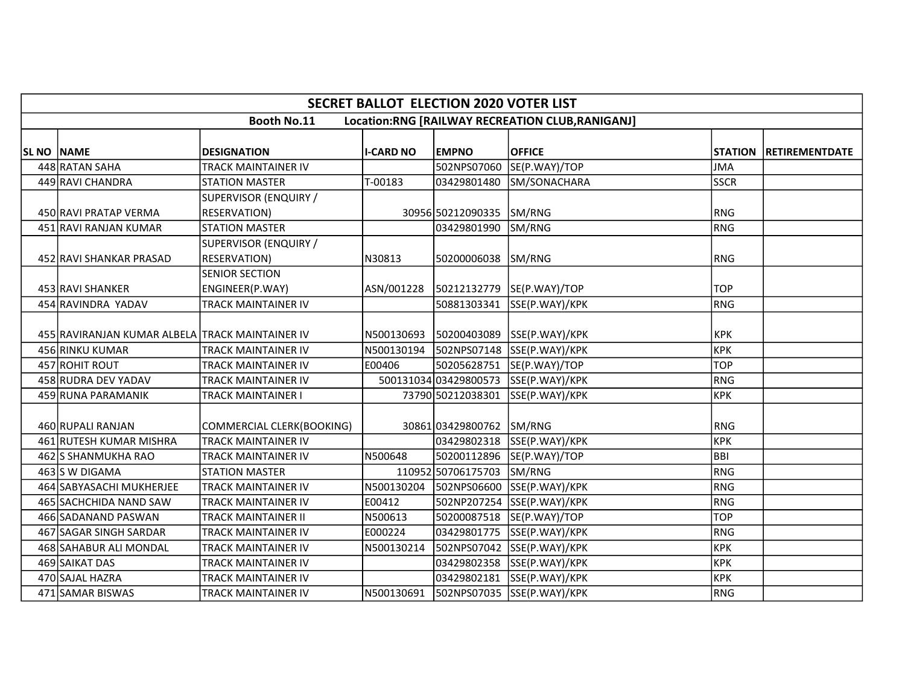| SECRET BALLOT ELECTION 2020 VOTER LIST | | | | | | | |
|---|---|---|---|---|---|---|---|
| Booth No.11 Location:RNG [RAILWAY RECREATION CLUB,RANIGANJ] | | | | | | | |
| SL NO | NAME | DESIGNATION | I-CARD NO | EMPNO | OFFICE | STATION | RETIREMENTDATE |
| 448 | RATAN SAHA | TRACK MAINTAINER IV | | 502NPS07060 | SE(P.WAY)/TOP | JMA | |
| 449 | RAVI CHANDRA | STATION MASTER | T-00183 | 03429801480 | SM/SONACHARA | SSCR | |
| 450 | RAVI PRATAP VERMA | SUPERVISOR (ENQUIRY / RESERVATION) | 30956 | 50212090335 | SM/RNG | RNG | |
| 451 | RAVI RANJAN KUMAR | STATION MASTER | | 03429801990 | SM/RNG | RNG | |
| 452 | RAVI SHANKAR PRASAD | SUPERVISOR (ENQUIRY / RESERVATION) | N30813 | 50200006038 | SM/RNG | RNG | |
| 453 | RAVI SHANKER | SENIOR SECTION ENGINEER(P.WAY) | ASN/001228 | 50212132779 | SE(P.WAY)/TOP | TOP | |
| 454 | RAVINDRA YADAV | TRACK MAINTAINER IV | | 50881303341 | SSE(P.WAY)/KPK | RNG | |
| 455 | RAVIRANJAN KUMAR ALBELA | TRACK MAINTAINER IV | N500130693 | 50200403089 | SSE(P.WAY)/KPK | KPK | |
| 456 | RINKU KUMAR | TRACK MAINTAINER IV | N500130194 | 502NPS07148 | SSE(P.WAY)/KPK | KPK | |
| 457 | ROHIT ROUT | TRACK MAINTAINER IV | E00406 | 50205628751 | SE(P.WAY)/TOP | TOP | |
| 458 | RUDRA DEV YADAV | TRACK MAINTAINER IV | 500131034 | 03429800573 | SSE(P.WAY)/KPK | RNG | |
| 459 | RUNA PARAMANIK | TRACK MAINTAINER I | 73790 | 50212038301 | SSE(P.WAY)/KPK | KPK | |
| 460 | RUPALI RANJAN | COMMERCIAL CLERK(BOOKING) | 30861 | 03429800762 | SM/RNG | RNG | |
| 461 | RUTESH KUMAR MISHRA | TRACK MAINTAINER IV | | 03429802318 | SSE(P.WAY)/KPK | KPK | |
| 462 | S SHANMUKHA RAO | TRACK MAINTAINER IV | N500648 | 50200112896 | SE(P.WAY)/TOP | BBI | |
| 463 | S W DIGAMA | STATION MASTER | 110952 | 50706175703 | SM/RNG | RNG | |
| 464 | SABYASACHI MUKHERJEE | TRACK MAINTAINER IV | N500130204 | 502NPS06600 | SSE(P.WAY)/KPK | RNG | |
| 465 | SACHCHIDA NAND SAW | TRACK MAINTAINER IV | E00412 | 502NP207254 | SSE(P.WAY)/KPK | RNG | |
| 466 | SADANAND PASWAN | TRACK MAINTAINER II | N500613 | 50200087518 | SE(P.WAY)/TOP | TOP | |
| 467 | SAGAR SINGH SARDAR | TRACK MAINTAINER IV | E000224 | 03429801775 | SSE(P.WAY)/KPK | RNG | |
| 468 | SAHABUR ALI MONDAL | TRACK MAINTAINER IV | N500130214 | 502NPS07042 | SSE(P.WAY)/KPK | KPK | |
| 469 | SAIKAT DAS | TRACK MAINTAINER IV | | 03429802358 | SSE(P.WAY)/KPK | KPK | |
| 470 | SAJAL HAZRA | TRACK MAINTAINER IV | | 03429802181 | SSE(P.WAY)/KPK | KPK | |
| 471 | SAMAR BISWAS | TRACK MAINTAINER IV | N500130691 | 502NPS07035 | SSE(P.WAY)/KPK | RNG | |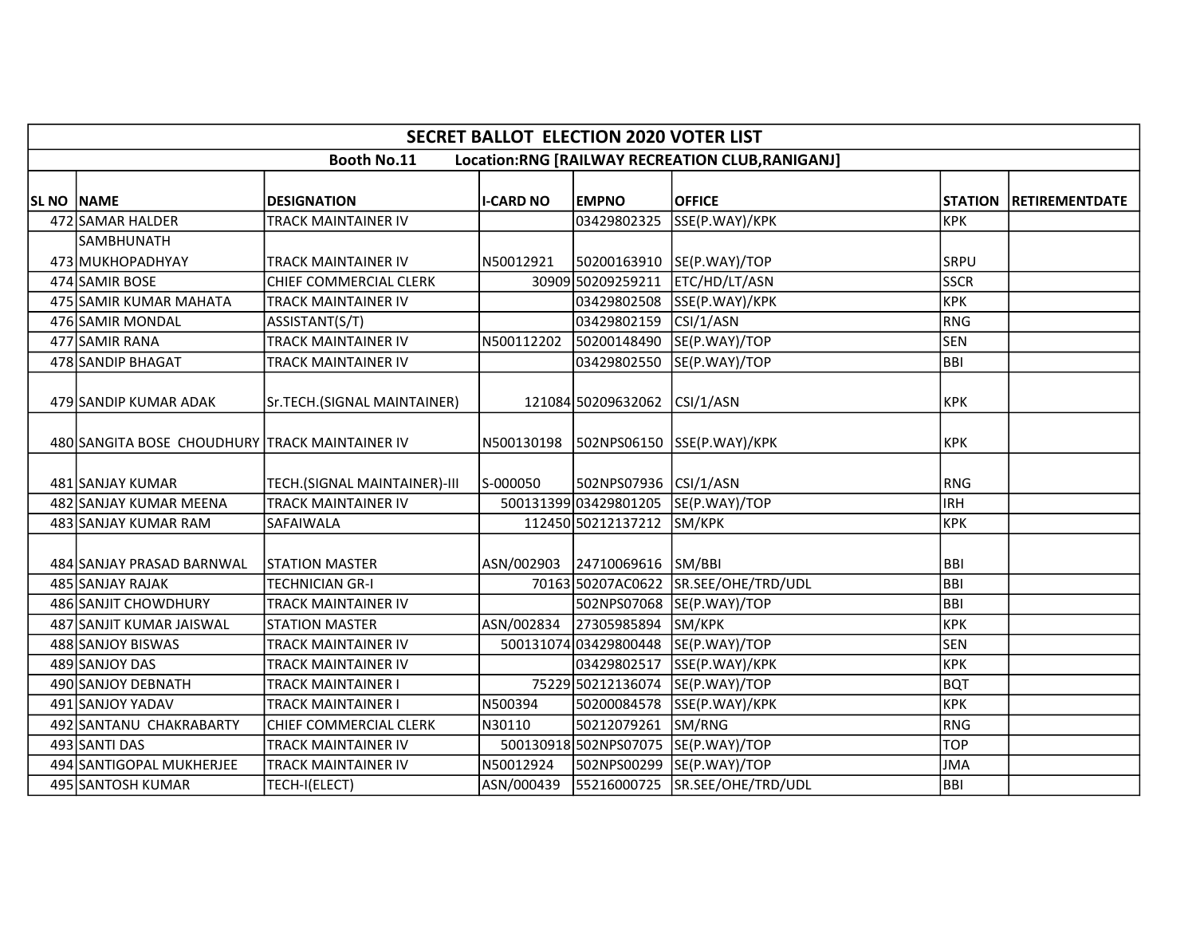| SECRET BALLOT ELECTION 2020 VOTER LIST | | | | | | | |
|---|---|---|---|---|---|---|---|
| Booth No.11 Location:RNG [RAILWAY RECREATION CLUB,RANIGANJ] | | | | | | | |
| **SL NO** | **NAME** | **DESIGNATION** | **I-CARD NO** | **EMPNO** | **OFFICE** | **STATION** | **RETIREMENTDATE** |
| 472 | SAMAR HALDER | TRACK MAINTAINER IV | | 03429802325 | SSE(P.WAY)/KPK | KPK | |
| 473 | SAMBHUNATH MUKHOPADHYAY | TRACK MAINTAINER IV | N50012921 | 50200163910 | SE(P.WAY)/TOP | SRPU | |
| 474 | SAMIR BOSE | CHIEF COMMERCIAL CLERK | 30909 | 50209259211 | ETC/HD/LT/ASN | SSCR | |
| 475 | SAMIR KUMAR MAHATA | TRACK MAINTAINER IV | | 03429802508 | SSE(P.WAY)/KPK | KPK | |
| 476 | SAMIR MONDAL | ASSISTANT(S/T) | | 03429802159 | CSI/1/ASN | RNG | |
| 477 | SAMIR RANA | TRACK MAINTAINER IV | N500112202 | 50200148490 | SE(P.WAY)/TOP | SEN | |
| 478 | SANDIP BHAGAT | TRACK MAINTAINER IV | | 03429802550 | SE(P.WAY)/TOP | BBI | |
| 479 | SANDIP KUMAR ADAK | Sr.TECH.(SIGNAL MAINTAINER) | 121084 | 50209632062 | CSI/1/ASN | KPK | |
| 480 | SANGITA BOSE CHOUDHURY | TRACK MAINTAINER IV | N500130198 | 502NPS06150 | SSE(P.WAY)/KPK | KPK | |
| 481 | SANJAY KUMAR | TECH.(SIGNAL MAINTAINER)-III | S-000050 | 502NPS07936 | CSI/1/ASN | RNG | |
| 482 | SANJAY KUMAR MEENA | TRACK MAINTAINER IV | 500131399 | 03429801205 | SE(P.WAY)/TOP | IRH | |
| 483 | SANJAY KUMAR RAM | SAFAIWALA | 112450 | 50212137212 | SM/KPK | KPK | |
| 484 | SANJAY PRASAD BARNWAL | STATION MASTER | ASN/002903 | 24710069616 | SM/BBI | BBI | |
| 485 | SANJAY RAJAK | TECHNICIAN GR-I | 70163 | 50207AC0622 | SR.SEE/OHE/TRD/UDL | BBI | |
| 486 | SANJIT CHOWDHURY | TRACK MAINTAINER IV | | 502NPS07068 | SE(P.WAY)/TOP | BBI | |
| 487 | SANJIT KUMAR JAISWAL | STATION MASTER | ASN/002834 | 27305985894 | SM/KPK | KPK | |
| 488 | SANJOY BISWAS | TRACK MAINTAINER IV | 500131074 | 03429800448 | SE(P.WAY)/TOP | SEN | |
| 489 | SANJOY DAS | TRACK MAINTAINER IV | | 03429802517 | SSE(P.WAY)/KPK | KPK | |
| 490 | SANJOY DEBNATH | TRACK MAINTAINER I | 75229 | 50212136074 | SE(P.WAY)/TOP | BQT | |
| 491 | SANJOY YADAV | TRACK MAINTAINER I | N500394 | 50200084578 | SSE(P.WAY)/KPK | KPK | |
| 492 | SANTANU CHAKRABARTY | CHIEF COMMERCIAL CLERK | N30110 | 50212079261 | SM/RNG | RNG | |
| 493 | SANTI DAS | TRACK MAINTAINER IV | 500130918 | 502NPS07075 | SE(P.WAY)/TOP | TOP | |
| 494 | SANTIGOPAL MUKHERJEE | TRACK MAINTAINER IV | N50012924 | 502NPS00299 | SE(P.WAY)/TOP | JMA | |
| 495 | SANTOSH KUMAR | TECH-I(ELECT) | ASN/000439 | 55216000725 | SR.SEE/OHE/TRD/UDL | BBI | |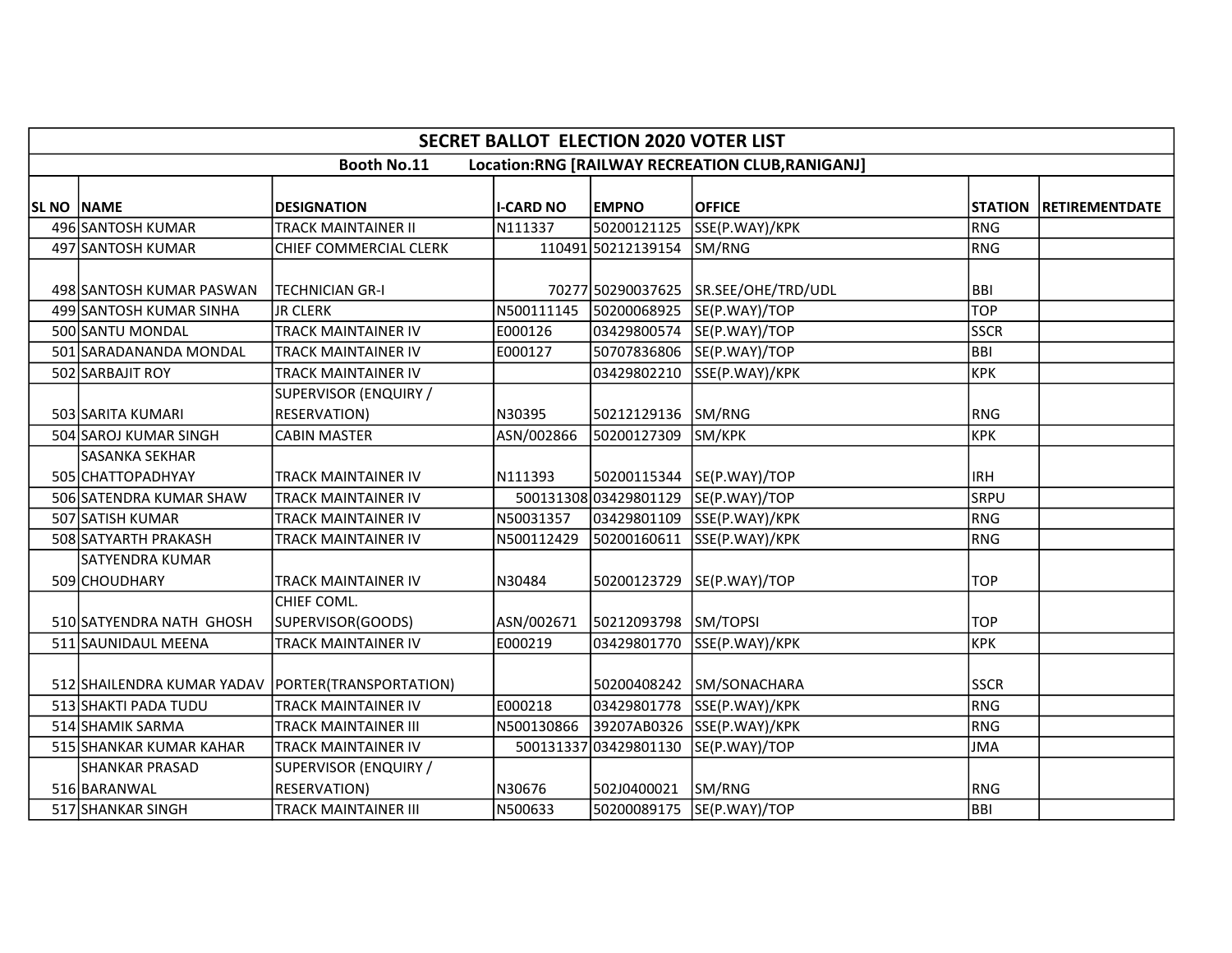# SECRET BALLOT ELECTION 2020 VOTER LIST

**Booth No.11 Location:RNG [RAILWAY RECREATION CLUB,RANIGANJ]**

| SL NO | NAME | DESIGNATION | I-CARD NO | EMPNO | OFFICE | STATION | RETIREMENTDATE |
|---|---|---|---|---|---|---|---|
| 496 | SANTOSH KUMAR | TRACK MAINTAINER II | N111337 | 50200121125 | SSE(P.WAY)/KPK | RNG | |
| 497 | SANTOSH KUMAR | CHIEF COMMERCIAL CLERK | 110491 | 50212139154 | SM/RNG | RNG | |
| 498 | SANTOSH KUMAR PASWAN | TECHNICIAN GR-I | 70277 | 50290037625 | SR.SEE/OHE/TRD/UDL | BBI | |
| 499 | SANTOSH KUMAR SINHA | JR CLERK | N500111145 | 50200068925 | SE(P.WAY)/TOP | TOP | |
| 500 | SANTU MONDAL | TRACK MAINTAINER IV | E000126 | 03429800574 | SE(P.WAY)/TOP | SSCR | |
| 501 | SARADANANDA MONDAL | TRACK MAINTAINER IV | E000127 | 50707836806 | SE(P.WAY)/TOP | BBI | |
| 502 | SARBAJIT ROY | TRACK MAINTAINER IV | | 03429802210 | SSE(P.WAY)/KPK | KPK | |
| 503 | SARITA KUMARI | SUPERVISOR (ENQUIRY / RESERVATION) | N30395 | 50212129136 | SM/RNG | RNG | |
| 504 | SAROJ KUMAR SINGH | CABIN MASTER | ASN/002866 | 50200127309 | SM/KPK | KPK | |
| 505 | SASANKA SEKHAR CHATTOPADHYAY | TRACK MAINTAINER IV | N111393 | 50200115344 | SE(P.WAY)/TOP | IRH | |
| 506 | SATENDRA KUMAR SHAW | TRACK MAINTAINER IV | 500131308 | 03429801129 | SE(P.WAY)/TOP | SRPU | |
| 507 | SATISH KUMAR | TRACK MAINTAINER IV | N50031357 | 03429801109 | SSE(P.WAY)/KPK | RNG | |
| 508 | SATYARTH PRAKASH | TRACK MAINTAINER IV | N500112429 | 50200160611 | SSE(P.WAY)/KPK | RNG | |
| 509 | SATYENDRA KUMAR CHOUDHARY | TRACK MAINTAINER IV | N30484 | 50200123729 | SE(P.WAY)/TOP | TOP | |
| 510 | SATYENDRA NATH GHOSH | CHIEF COML. SUPERVISOR(GOODS) | ASN/002671 | 50212093798 | SM/TOPSI | TOP | |
| 511 | SAUNIDAUL MEENA | TRACK MAINTAINER IV | E000219 | 03429801770 | SSE(P.WAY)/KPK | KPK | |
| 512 | SHAILENDRA KUMAR YADAV | PORTER(TRANSPORTATION) | | 50200408242 | SM/SONACHARA | SSCR | |
| 513 | SHAKTI PADA TUDU | TRACK MAINTAINER IV | E000218 | 03429801778 | SSE(P.WAY)/KPK | RNG | |
| 514 | SHAMIK SARMA | TRACK MAINTAINER III | N500130866 | 39207AB0326 | SSE(P.WAY)/KPK | RNG | |
| 515 | SHANKAR KUMAR KAHAR | TRACK MAINTAINER IV | 500131337 | 03429801130 | SE(P.WAY)/TOP | JMA | |
| 516 | SHANKAR PRASAD BARANWAL | SUPERVISOR (ENQUIRY / RESERVATION) | N30676 | 502J0400021 | SM/RNG | RNG | |
| 517 | SHANKAR SINGH | TRACK MAINTAINER III | N500633 | 50200089175 | SE(P.WAY)/TOP | BBI | |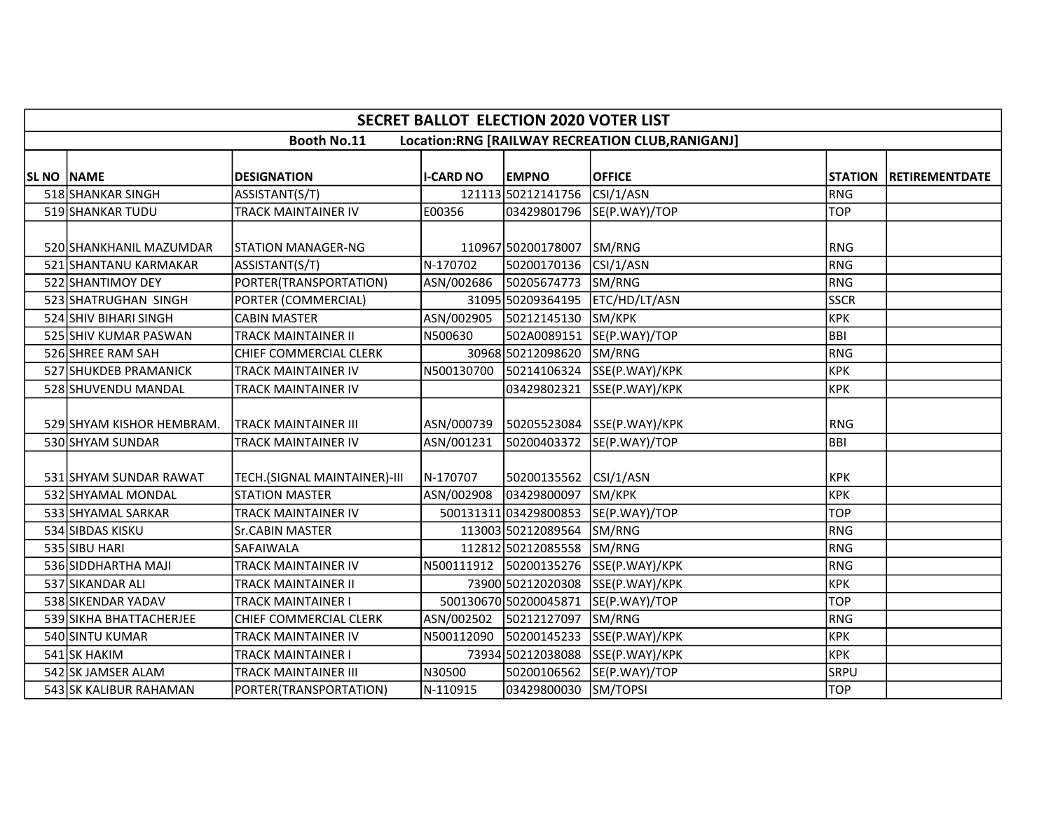| SECRET BALLOT ELECTION 2020 VOTER LIST | | | | | | | |
|---|---|---|---|---|---|---|---|
| Booth No.11 Location:RNG [RAILWAY RECREATION CLUB,RANIGANJ] | | | | | | | |
| **SL NO** | **NAME** | **DESIGNATION** | **I-CARD NO** | **EMPNO** | **OFFICE** | **STATION** | **RETIREMENTDATE** |
| 518 | SHANKAR SINGH | ASSISTANT(S/T) | 121113 | 50212141756 | CSI/1/ASN | RNG | |
| 519 | SHANKAR TUDU | TRACK MAINTAINER IV | E00356 | 03429801796 | SE(P.WAY)/TOP | TOP | |
| 520 | SHANKHANIL MAZUMDAR | STATION MANAGER-NG | 110967 | 50200178007 | SM/RNG | RNG | |
| 521 | SHANTANU KARMAKAR | ASSISTANT(S/T) | N-170702 | 50200170136 | CSI/1/ASN | RNG | |
| 522 | SHANTIMOY DEY | PORTER(TRANSPORTATION) | ASN/002686 | 50205674773 | SM/RNG | RNG | |
| 523 | SHATRUGHAN SINGH | PORTER (COMMERCIAL) | 31095 | 50209364195 | ETC/HD/LT/ASN | SSCR | |
| 524 | SHIV BIHARI SINGH | CABIN MASTER | ASN/002905 | 50212145130 | SM/KPK | KPK | |
| 525 | SHIV KUMAR PASWAN | TRACK MAINTAINER II | N500630 | 502A0089151 | SE(P.WAY)/TOP | BBI | |
| 526 | SHREE RAM SAH | CHIEF COMMERCIAL CLERK | 30968 | 50212098620 | SM/RNG | RNG | |
| 527 | SHUKDEB PRAMANICK | TRACK MAINTAINER IV | N500130700 | 50214106324 | SSE(P.WAY)/KPK | KPK | |
| 528 | SHUVENDU MANDAL | TRACK MAINTAINER IV | | 03429802321 | SSE(P.WAY)/KPK | KPK | |
| 529 | SHYAM KISHOR HEMBRAM. | TRACK MAINTAINER III | ASN/000739 | 50205523084 | SSE(P.WAY)/KPK | RNG | |
| 530 | SHYAM SUNDAR | TRACK MAINTAINER IV | ASN/001231 | 50200403372 | SE(P.WAY)/TOP | BBI | |
| 531 | SHYAM SUNDAR RAWAT | TECH.(SIGNAL MAINTAINER)-III | N-170707 | 50200135562 | CSI/1/ASN | KPK | |
| 532 | SHYAMAL MONDAL | STATION MASTER | ASN/002908 | 03429800097 | SM/KPK | KPK | |
| 533 | SHYAMAL SARKAR | TRACK MAINTAINER IV | 500131311 | 03429800853 | SE(P.WAY)/TOP | TOP | |
| 534 | SIBDAS KISKU | Sr.CABIN MASTER | 113003 | 50212089564 | SM/RNG | RNG | |
| 535 | SIBU HARI | SAFAIWALA | 112812 | 50212085558 | SM/RNG | RNG | |
| 536 | SIDDHARTHA MAJI | TRACK MAINTAINER IV | N500111912 | 50200135276 | SSE(P.WAY)/KPK | RNG | |
| 537 | SIKANDAR ALI | TRACK MAINTAINER II | 73900 | 50212020308 | SSE(P.WAY)/KPK | KPK | |
| 538 | SIKENDAR YADAV | TRACK MAINTAINER I | 500130670 | 50200045871 | SE(P.WAY)/TOP | TOP | |
| 539 | SIKHA BHATTACHERJEE | CHIEF COMMERCIAL CLERK | ASN/002502 | 50212127097 | SM/RNG | RNG | |
| 540 | SINTU KUMAR | TRACK MAINTAINER IV | N500112090 | 50200145233 | SSE(P.WAY)/KPK | KPK | |
| 541 | SK HAKIM | TRACK MAINTAINER I | 73934 | 50212038088 | SSE(P.WAY)/KPK | KPK | |
| 542 | SK JAMSER ALAM | TRACK MAINTAINER III | N30500 | 50200106562 | SE(P.WAY)/TOP | SRPU | |
| 543 | SK KALIBUR RAHAMAN | PORTER(TRANSPORTATION) | N-110915 | 03429800030 | SM/TOPSI | TOP | |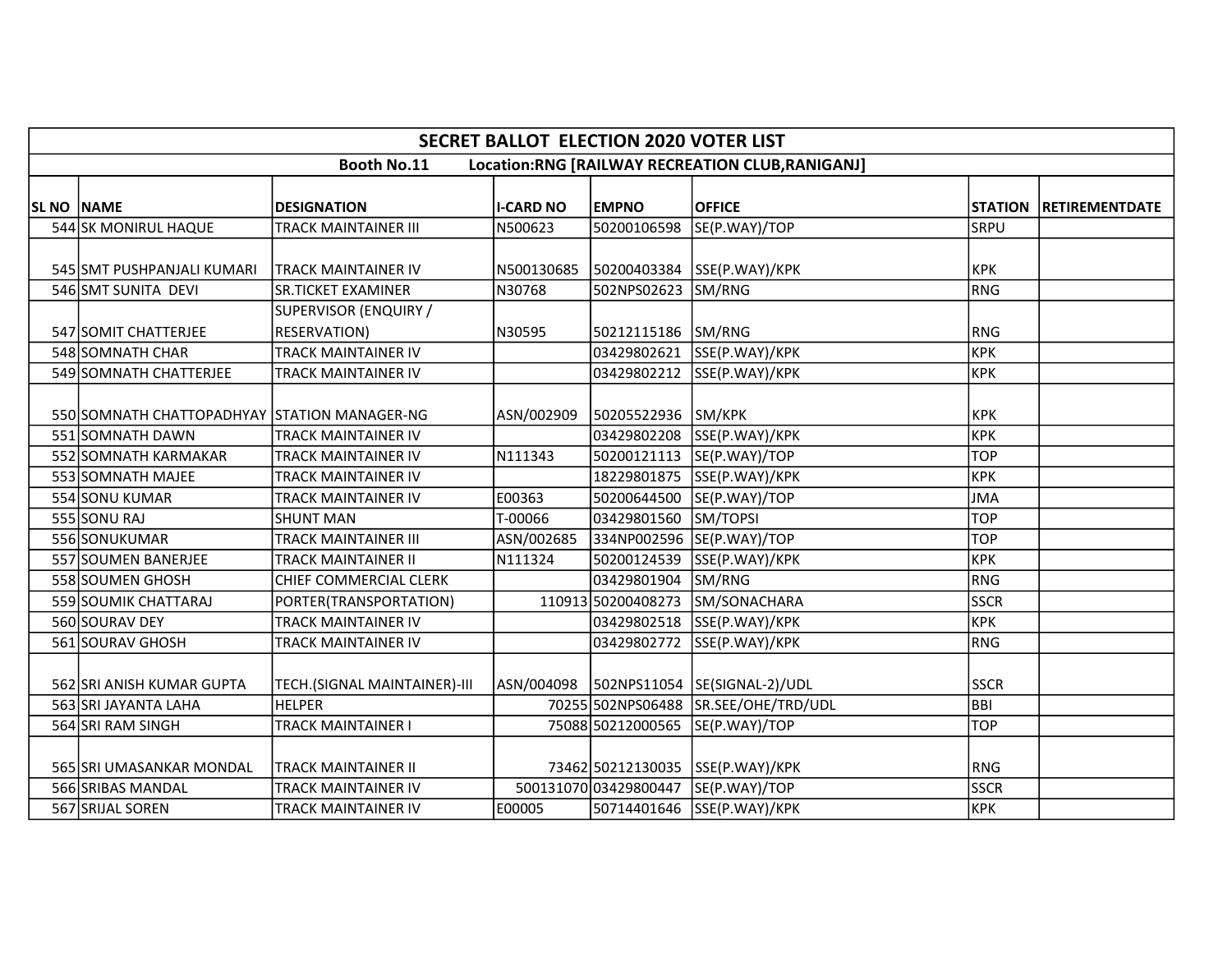## SECRET BALLOT ELECTION 2020 VOTER LIST

**Booth No.11 Location:RNG [RAILWAY RECREATION CLUB,RANIGANJ]**

| SL NO | NAME | DESIGNATION | I-CARD NO | EMPNO | OFFICE | STATION | RETIREMENTDATE |
|---|---|---|---|---|---|---|---|
| 544 | SK MONIRUL HAQUE | TRACK MAINTAINER III | N500623 | 50200106598 | SE(P.WAY)/TOP | SRPU | |
| 545 | SMT PUSHPANJALI KUMARI | TRACK MAINTAINER IV | N500130685 | 50200403384 | SSE(P.WAY)/KPK | KPK | |
| 546 | SMT SUNITA DEVI | SR.TICKET EXAMINER | N30768 | 502NPS02623 | SM/RNG | RNG | |
| 547 | SOMIT CHATTERJEE | SUPERVISOR (ENQUIRY / RESERVATION) | N30595 | 50212115186 | SM/RNG | RNG | |
| 548 | SOMNATH CHAR | TRACK MAINTAINER IV | | 03429802621 | SSE(P.WAY)/KPK | KPK | |
| 549 | SOMNATH CHATTERJEE | TRACK MAINTAINER IV | | 03429802212 | SSE(P.WAY)/KPK | KPK | |
| 550 | SOMNATH CHATTOPADHYAY | STATION MANAGER-NG | ASN/002909 | 50205522936 | SM/KPK | KPK | |
| 551 | SOMNATH DAWN | TRACK MAINTAINER IV | | 03429802208 | SSE(P.WAY)/KPK | KPK | |
| 552 | SOMNATH KARMAKAR | TRACK MAINTAINER IV | N111343 | 50200121113 | SE(P.WAY)/TOP | TOP | |
| 553 | SOMNATH MAJEE | TRACK MAINTAINER IV | | 18229801875 | SSE(P.WAY)/KPK | KPK | |
| 554 | SONU KUMAR | TRACK MAINTAINER IV | E00363 | 50200644500 | SE(P.WAY)/TOP | JMA | |
| 555 | SONU RAJ | SHUNT MAN | T-00066 | 03429801560 | SM/TOPSI | TOP | |
| 556 | SONUKUMAR | TRACK MAINTAINER III | ASN/002685 | 334NP002596 | SE(P.WAY)/TOP | TOP | |
| 557 | SOUMEN BANERJEE | TRACK MAINTAINER II | N111324 | 50200124539 | SSE(P.WAY)/KPK | KPK | |
| 558 | SOUMEN GHOSH | CHIEF COMMERCIAL CLERK | | 03429801904 | SM/RNG | RNG | |
| 559 | SOUMIK CHATTARAJ | PORTER(TRANSPORTATION) | 110913 | 50200408273 | SM/SONACHARA | SSCR | |
| 560 | SOURAV DEY | TRACK MAINTAINER IV | | 03429802518 | SSE(P.WAY)/KPK | KPK | |
| 561 | SOURAV GHOSH | TRACK MAINTAINER IV | | 03429802772 | SSE(P.WAY)/KPK | RNG | |
| 562 | SRI ANISH KUMAR GUPTA | TECH.(SIGNAL MAINTAINER)-III | ASN/004098 | 502NPS11054 | SE(SIGNAL-2)/UDL | SSCR | |
| 563 | SRI JAYANTA LAHA | HELPER | 70255 | 502NPS06488 | SR.SEE/OHE/TRD/UDL | BBI | |
| 564 | SRI RAM SINGH | TRACK MAINTAINER I | 75088 | 50212000565 | SE(P.WAY)/TOP | TOP | |
| 565 | SRI UMASANKAR MONDAL | TRACK MAINTAINER II | 73462 | 50212130035 | SSE(P.WAY)/KPK | RNG | |
| 566 | SRIBAS MANDAL | TRACK MAINTAINER IV | 500131070 | 03429800447 | SE(P.WAY)/TOP | SSCR | |
| 567 | SRIJAL SOREN | TRACK MAINTAINER IV | E00005 | 50714401646 | SSE(P.WAY)/KPK | KPK | |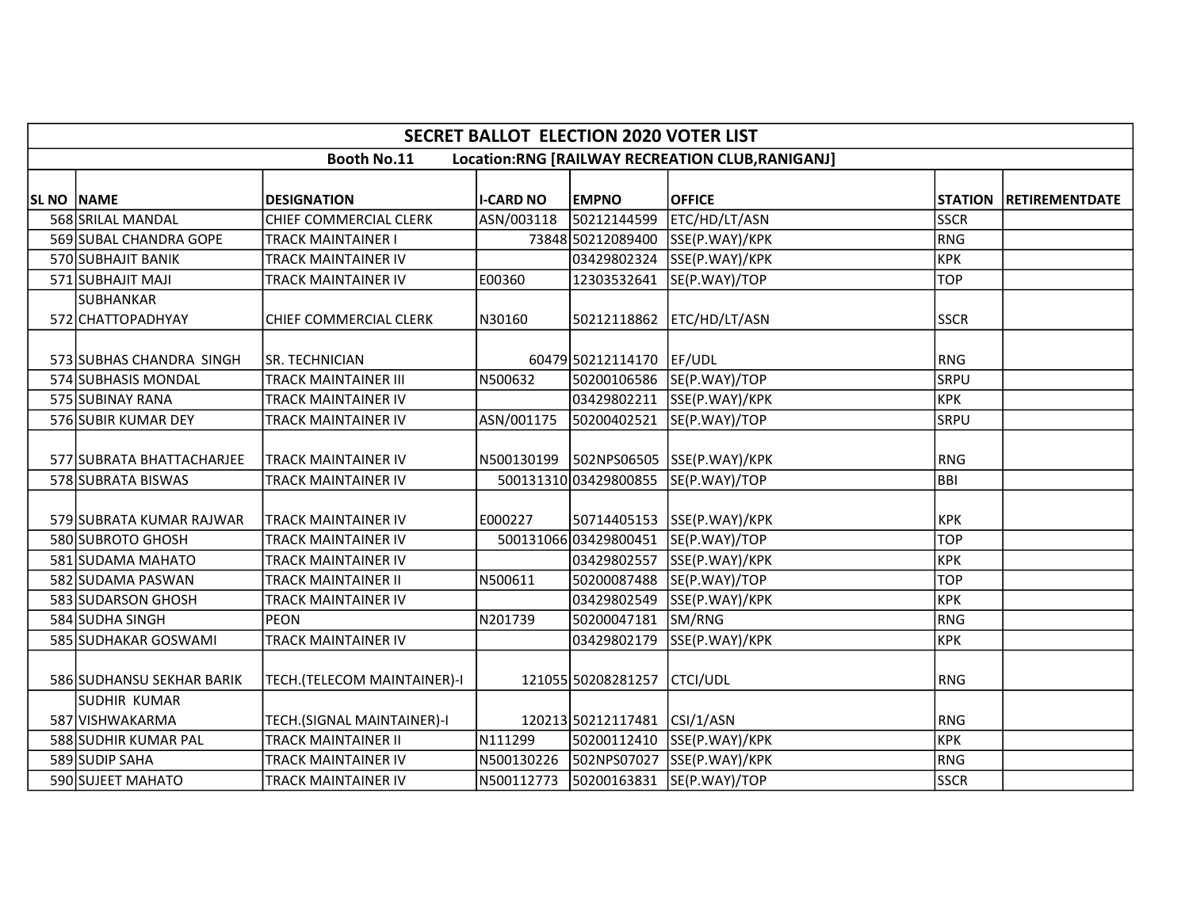| SECRET BALLOT ELECTION 2020 VOTER LIST | | | | | | | |
|---|---|---|---|---|---|---|---|
| Booth No.11 Location:RNG [RAILWAY RECREATION CLUB,RANIGANJ] | | | | | | | |
| SL NO | NAME | DESIGNATION | I-CARD NO | EMPNO | OFFICE | STATION | RETIREMENTDATE |
| 568 | SRILAL MANDAL | CHIEF COMMERCIAL CLERK | ASN/003118 | 50212144599 | ETC/HD/LT/ASN | SSCR | |
| 569 | SUBAL CHANDRA GOPE | TRACK MAINTAINER I | 73848 | 50212089400 | SSE(P.WAY)/KPK | RNG | |
| 570 | SUBHAJIT BANIK | TRACK MAINTAINER IV | | 03429802324 | SSE(P.WAY)/KPK | KPK | |
| 571 | SUBHAJIT MAJI | TRACK MAINTAINER IV | E00360 | 12303532641 | SE(P.WAY)/TOP | TOP | |
| 572 | SUBHANKAR CHATTOPADHYAY | CHIEF COMMERCIAL CLERK | N30160 | 50212118862 | ETC/HD/LT/ASN | SSCR | |
| 573 | SUBHAS CHANDRA SINGH | SR. TECHNICIAN | 60479 | 50212114170 | EF/UDL | RNG | |
| 574 | SUBHASIS MONDAL | TRACK MAINTAINER III | N500632 | 50200106586 | SE(P.WAY)/TOP | SRPU | |
| 575 | SUBINAY RANA | TRACK MAINTAINER IV | | 03429802211 | SSE(P.WAY)/KPK | KPK | |
| 576 | SUBIR KUMAR DEY | TRACK MAINTAINER IV | ASN/001175 | 50200402521 | SE(P.WAY)/TOP | SRPU | |
| 577 | SUBRATA BHATTACHARJEE | TRACK MAINTAINER IV | N500130199 | 502NPS06505 | SSE(P.WAY)/KPK | RNG | |
| 578 | SUBRATA BISWAS | TRACK MAINTAINER IV | 500131310 | 03429800855 | SE(P.WAY)/TOP | BBI | |
| 579 | SUBRATA KUMAR RAJWAR | TRACK MAINTAINER IV | E000227 | 50714405153 | SSE(P.WAY)/KPK | KPK | |
| 580 | SUBROTO GHOSH | TRACK MAINTAINER IV | 500131066 | 03429800451 | SE(P.WAY)/TOP | TOP | |
| 581 | SUDAMA MAHATO | TRACK MAINTAINER IV | | 03429802557 | SSE(P.WAY)/KPK | KPK | |
| 582 | SUDAMA PASWAN | TRACK MAINTAINER II | N500611 | 50200087488 | SE(P.WAY)/TOP | TOP | |
| 583 | SUDARSON GHOSH | TRACK MAINTAINER IV | | 03429802549 | SSE(P.WAY)/KPK | KPK | |
| 584 | SUDHA SINGH | PEON | N201739 | 50200047181 | SM/RNG | RNG | |
| 585 | SUDHAKAR GOSWAMI | TRACK MAINTAINER IV | | 03429802179 | SSE(P.WAY)/KPK | KPK | |
| 586 | SUDHANSU SEKHAR BARIK | TECH.(TELECOM MAINTAINER)-I | 121055 | 50208281257 | CTCI/UDL | RNG | |
| 587 | SUDHIR KUMAR VISHWAKARMA | TECH.(SIGNAL MAINTAINER)-I | 120213 | 50212117481 | CSI/1/ASN | RNG | |
| 588 | SUDHIR KUMAR PAL | TRACK MAINTAINER II | N111299 | 50200112410 | SSE(P.WAY)/KPK | KPK | |
| 589 | SUDIP SAHA | TRACK MAINTAINER IV | N500130226 | 502NPS07027 | SSE(P.WAY)/KPK | RNG | |
| 590 | SUJEET MAHATO | TRACK MAINTAINER IV | N500112773 | 50200163831 | SE(P.WAY)/TOP | SSCR | |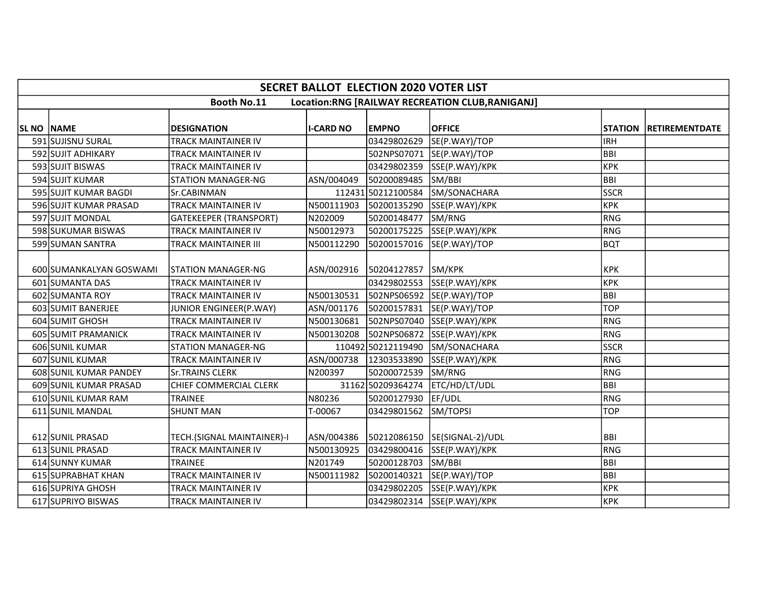| SECRET BALLOT ELECTION 2020 VOTER LIST | | | | | | | |
|---|---|---|---|---|---|---|---|
| Booth No.11 Location:RNG [RAILWAY RECREATION CLUB,RANIGANJ] | | | | | | | |
| SL NO | NAME | DESIGNATION | I-CARD NO | EMPNO | OFFICE | STATION | RETIREMENTDATE |
| 591 | SUJISNU SURAL | TRACK MAINTAINER IV | | 03429802629 | SE(P.WAY)/TOP | IRH | |
| 592 | SUJIT ADHIKARY | TRACK MAINTAINER IV | | 502NPS07071 | SE(P.WAY)/TOP | BBI | |
| 593 | SUJIT BISWAS | TRACK MAINTAINER IV | | 03429802359 | SSE(P.WAY)/KPK | KPK | |
| 594 | SUJIT KUMAR | STATION MANAGER-NG | ASN/004049 | 50200089485 | SM/BBI | BBI | |
| 595 | SUJIT KUMAR BAGDI | Sr.CABINMAN | 112431 | 50212100584 | SM/SONACHARA | SSCR | |
| 596 | SUJIT KUMAR PRASAD | TRACK MAINTAINER IV | N500111903 | 50200135290 | SSE(P.WAY)/KPK | KPK | |
| 597 | SUJIT MONDAL | GATEKEEPER (TRANSPORT) | N202009 | 50200148477 | SM/RNG | RNG | |
| 598 | SUKUMAR BISWAS | TRACK MAINTAINER IV | N50012973 | 50200175225 | SSE(P.WAY)/KPK | RNG | |
| 599 | SUMAN SANTRA | TRACK MAINTAINER III | N500112290 | 50200157016 | SE(P.WAY)/TOP | BQT | |
| 600 | SUMANKALYAN GOSWAMI | STATION MANAGER-NG | ASN/002916 | 50204127857 | SM/KPK | KPK | |
| 601 | SUMANTA DAS | TRACK MAINTAINER IV | | 03429802553 | SSE(P.WAY)/KPK | KPK | |
| 602 | SUMANTA ROY | TRACK MAINTAINER IV | N500130531 | 502NPS06592 | SE(P.WAY)/TOP | BBI | |
| 603 | SUMIT BANERJEE | JUNIOR ENGINEER(P.WAY) | ASN/001176 | 50200157831 | SE(P.WAY)/TOP | TOP | |
| 604 | SUMIT GHOSH | TRACK MAINTAINER IV | N500130681 | 502NPS07040 | SSE(P.WAY)/KPK | RNG | |
| 605 | SUMIT PRAMANICK | TRACK MAINTAINER IV | N500130208 | 502NPS06872 | SSE(P.WAY)/KPK | RNG | |
| 606 | SUNIL KUMAR | STATION MANAGER-NG | 110492 | 50212119490 | SM/SONACHARA | SSCR | |
| 607 | SUNIL KUMAR | TRACK MAINTAINER IV | ASN/000738 | 12303533890 | SSE(P.WAY)/KPK | RNG | |
| 608 | SUNIL KUMAR PANDEY | Sr.TRAINS CLERK | N200397 | 50200072539 | SM/RNG | RNG | |
| 609 | SUNIL KUMAR PRASAD | CHIEF COMMERCIAL CLERK | 31162 | 50209364274 | ETC/HD/LT/UDL | BBI | |
| 610 | SUNIL KUMAR RAM | TRAINEE | N80236 | 50200127930 | EF/UDL | RNG | |
| 611 | SUNIL MANDAL | SHUNT MAN | T-00067 | 03429801562 | SM/TOPSI | TOP | |
| 612 | SUNIL PRASAD | TECH.(SIGNAL MAINTAINER)-I | ASN/004386 | 50212086150 | SE(SIGNAL-2)/UDL | BBI | |
| 613 | SUNIL PRASAD | TRACK MAINTAINER IV | N500130925 | 03429800416 | SSE(P.WAY)/KPK | RNG | |
| 614 | SUNNY KUMAR | TRAINEE | N201749 | 50200128703 | SM/BBI | BBI | |
| 615 | SUPRABHAT KHAN | TRACK MAINTAINER IV | N500111982 | 50200140321 | SE(P.WAY)/TOP | BBI | |
| 616 | SUPRIYA GHOSH | TRACK MAINTAINER IV | | 03429802205 | SSE(P.WAY)/KPK | KPK | |
| 617 | SUPRIYO BISWAS | TRACK MAINTAINER IV | | 03429802314 | SSE(P.WAY)/KPK | KPK | |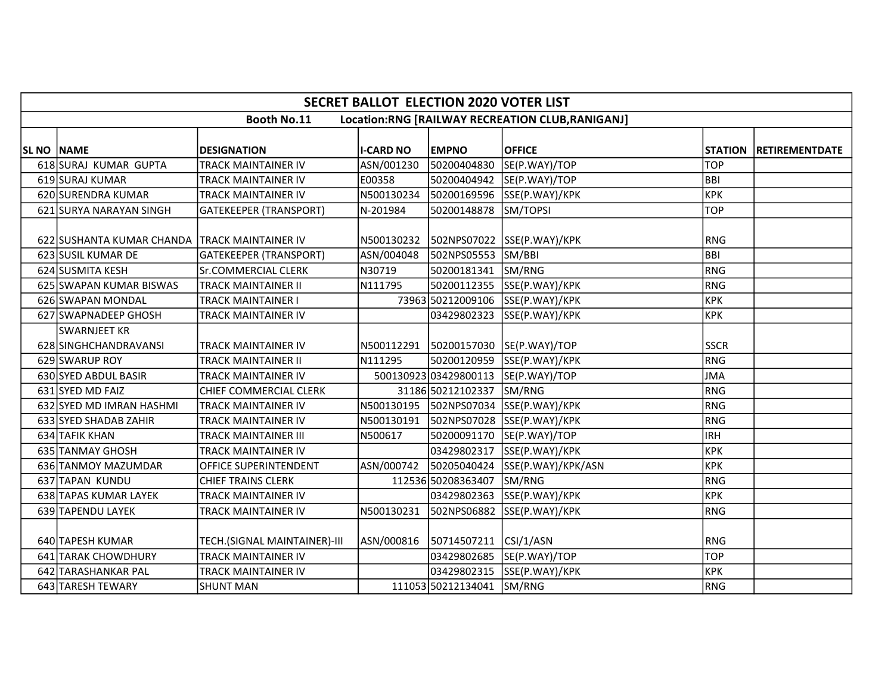| SECRET BALLOT ELECTION 2020 VOTER LIST | | | | | | | |
|---|---|---|---|---|---|---|---|
| Booth No.11 Location:RNG [RAILWAY RECREATION CLUB,RANIGANJ] | | | | | | | |
| SL NO | NAME | DESIGNATION | I-CARD NO | EMPNO | OFFICE | STATION | RETIREMENTDATE |
| 618 | SURAJ KUMAR GUPTA | TRACK MAINTAINER IV | ASN/001230 | 50200404830 | SE(P.WAY)/TOP | TOP | |
| 619 | SURAJ KUMAR | TRACK MAINTAINER IV | E00358 | 50200404942 | SE(P.WAY)/TOP | BBI | |
| 620 | SURENDRA KUMAR | TRACK MAINTAINER IV | N500130234 | 50200169596 | SSE(P.WAY)/KPK | KPK | |
| 621 | SURYA NARAYAN SINGH | GATEKEEPER (TRANSPORT) | N-201984 | 50200148878 | SM/TOPSI | TOP | |
| 622 | SUSHANTA KUMAR CHANDA | TRACK MAINTAINER IV | N500130232 | 502NPS07022 | SSE(P.WAY)/KPK | RNG | |
| 623 | SUSIL KUMAR DE | GATEKEEPER (TRANSPORT) | ASN/004048 | 502NPS05553 | SM/BBI | BBI | |
| 624 | SUSMITA KESH | Sr.COMMERCIAL CLERK | N30719 | 50200181341 | SM/RNG | RNG | |
| 625 | SWAPAN KUMAR BISWAS | TRACK MAINTAINER II | N111795 | 50200112355 | SSE(P.WAY)/KPK | RNG | |
| 626 | SWAPAN MONDAL | TRACK MAINTAINER I | 73963 | 50212009106 | SSE(P.WAY)/KPK | KPK | |
| 627 | SWAPNADEEP GHOSH | TRACK MAINTAINER IV | | 03429802323 | SSE(P.WAY)/KPK | KPK | |
| 628 | SWARNJEET KR SINGHCHANDRAVANSI | TRACK MAINTAINER IV | N500112291 | 50200157030 | SE(P.WAY)/TOP | SSCR | |
| 629 | SWARUP ROY | TRACK MAINTAINER II | N111295 | 50200120959 | SSE(P.WAY)/KPK | RNG | |
| 630 | SYED ABDUL BASIR | TRACK MAINTAINER IV | 500130923 | 03429800113 | SE(P.WAY)/TOP | JMA | |
| 631 | SYED MD FAIZ | CHIEF COMMERCIAL CLERK | 31186 | 50212102337 | SM/RNG | RNG | |
| 632 | SYED MD IMRAN HASHMI | TRACK MAINTAINER IV | N500130195 | 502NPS07034 | SSE(P.WAY)/KPK | RNG | |
| 633 | SYED SHADAB ZAHIR | TRACK MAINTAINER IV | N500130191 | 502NPS07028 | SSE(P.WAY)/KPK | RNG | |
| 634 | TAFIK KHAN | TRACK MAINTAINER III | N500617 | 50200091170 | SE(P.WAY)/TOP | IRH | |
| 635 | TANMAY GHOSH | TRACK MAINTAINER IV | | 03429802317 | SSE(P.WAY)/KPK | KPK | |
| 636 | TANMOY MAZUMDAR | OFFICE SUPERINTENDENT | ASN/000742 | 50205040424 | SSE(P.WAY)/KPK/ASN | KPK | |
| 637 | TAPAN KUNDU | CHIEF TRAINS CLERK | 112536 | 50208363407 | SM/RNG | RNG | |
| 638 | TAPAS KUMAR LAYEK | TRACK MAINTAINER IV | | 03429802363 | SSE(P.WAY)/KPK | KPK | |
| 639 | TAPENDU LAYEK | TRACK MAINTAINER IV | N500130231 | 502NPS06882 | SSE(P.WAY)/KPK | RNG | |
| 640 | TAPESH KUMAR | TECH.(SIGNAL MAINTAINER)-III | ASN/000816 | 50714507211 | CSI/1/ASN | RNG | |
| 641 | TARAK CHOWDHURY | TRACK MAINTAINER IV | | 03429802685 | SE(P.WAY)/TOP | TOP | |
| 642 | TARASHANKAR PAL | TRACK MAINTAINER IV | | 03429802315 | SSE(P.WAY)/KPK | KPK | |
| 643 | TARESH TEWARY | SHUNT MAN | 111053 | 50212134041 | SM/RNG | RNG | |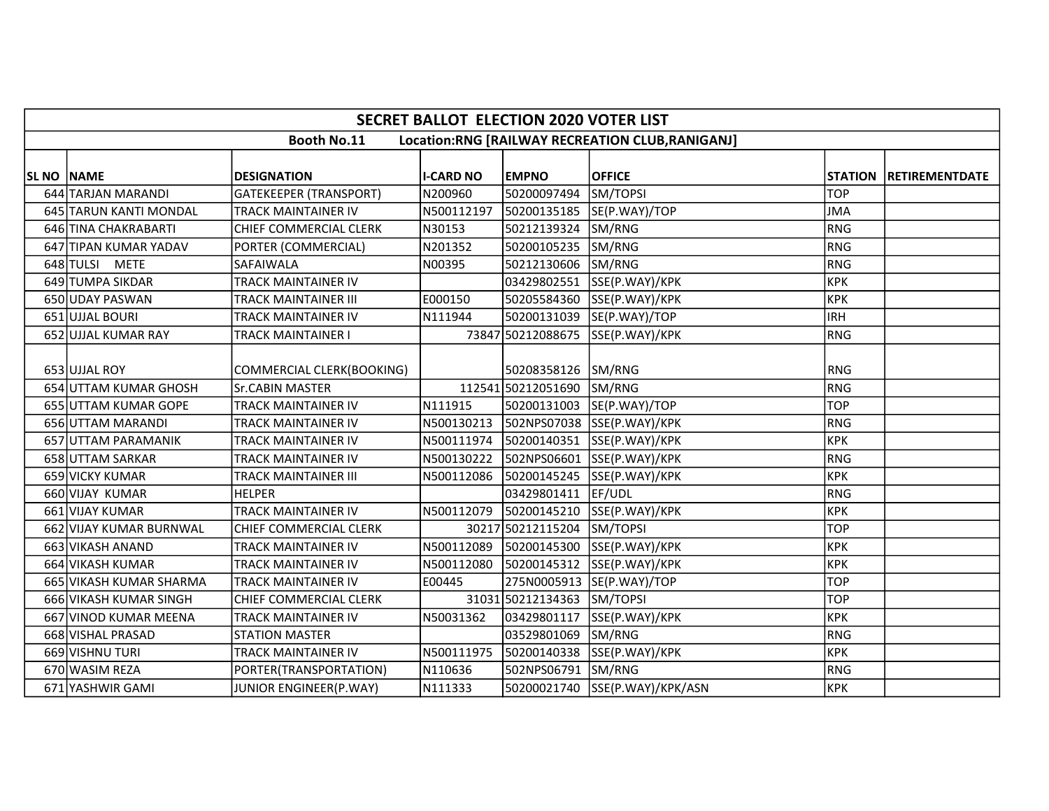| SECRET BALLOT ELECTION 2020 VOTER LIST | | | | | | | |
|---|---|---|---|---|---|---|---|
| Booth No.11 Location:RNG [RAILWAY RECREATION CLUB,RANIGANJ] | | | | | | | |
| SL NO | NAME | DESIGNATION | I-CARD NO | EMPNO | OFFICE | STATION | RETIREMENTDATE |
| 644 | TARJAN MARANDI | GATEKEEPER (TRANSPORT) | N200960 | 50200097494 | SM/TOPSI | TOP | |
| 645 | TARUN KANTI MONDAL | TRACK MAINTAINER IV | N500112197 | 50200135185 | SE(P.WAY)/TOP | JMA | |
| 646 | TINA CHAKRABARTI | CHIEF COMMERCIAL CLERK | N30153 | 50212139324 | SM/RNG | RNG | |
| 647 | TIPAN KUMAR YADAV | PORTER (COMMERCIAL) | N201352 | 50200105235 | SM/RNG | RNG | |
| 648 | TULSI METE | SAFAIWALA | N00395 | 50212130606 | SM/RNG | RNG | |
| 649 | TUMPA SIKDAR | TRACK MAINTAINER IV | | 03429802551 | SSE(P.WAY)/KPK | KPK | |
| 650 | UDAY PASWAN | TRACK MAINTAINER III | E000150 | 50205584360 | SSE(P.WAY)/KPK | KPK | |
| 651 | UJJAL BOURI | TRACK MAINTAINER IV | N111944 | 50200131039 | SE(P.WAY)/TOP | IRH | |
| 652 | UJJAL KUMAR RAY | TRACK MAINTAINER I | 73847 | 50212088675 | SSE(P.WAY)/KPK | RNG | |
| 653 | UJJAL ROY | COMMERCIAL CLERK(BOOKING) | | 50208358126 | SM/RNG | RNG | |
| 654 | UTTAM KUMAR GHOSH | Sr.CABIN MASTER | 112541 | 50212051690 | SM/RNG | RNG | |
| 655 | UTTAM KUMAR GOPE | TRACK MAINTAINER IV | N111915 | 50200131003 | SE(P.WAY)/TOP | TOP | |
| 656 | UTTAM MARANDI | TRACK MAINTAINER IV | N500130213 | 502NPS07038 | SSE(P.WAY)/KPK | RNG | |
| 657 | UTTAM PARAMANIK | TRACK MAINTAINER IV | N500111974 | 50200140351 | SSE(P.WAY)/KPK | KPK | |
| 658 | UTTAM SARKAR | TRACK MAINTAINER IV | N500130222 | 502NPS06601 | SSE(P.WAY)/KPK | RNG | |
| 659 | VICKY KUMAR | TRACK MAINTAINER III | N500112086 | 50200145245 | SSE(P.WAY)/KPK | KPK | |
| 660 | VIJAY KUMAR | HELPER | | 03429801411 | EF/UDL | RNG | |
| 661 | VIJAY KUMAR | TRACK MAINTAINER IV | N500112079 | 50200145210 | SSE(P.WAY)/KPK | KPK | |
| 662 | VIJAY KUMAR BURNWAL | CHIEF COMMERCIAL CLERK | 30217 | 50212115204 | SM/TOPSI | TOP | |
| 663 | VIKASH ANAND | TRACK MAINTAINER IV | N500112089 | 50200145300 | SSE(P.WAY)/KPK | KPK | |
| 664 | VIKASH KUMAR | TRACK MAINTAINER IV | N500112080 | 50200145312 | SSE(P.WAY)/KPK | KPK | |
| 665 | VIKASH KUMAR SHARMA | TRACK MAINTAINER IV | E00445 | 275N0005913 | SE(P.WAY)/TOP | TOP | |
| 666 | VIKASH KUMAR SINGH | CHIEF COMMERCIAL CLERK | 31031 | 50212134363 | SM/TOPSI | TOP | |
| 667 | VINOD KUMAR MEENA | TRACK MAINTAINER IV | N50031362 | 03429801117 | SSE(P.WAY)/KPK | KPK | |
| 668 | VISHAL PRASAD | STATION MASTER | | 03529801069 | SM/RNG | RNG | |
| 669 | VISHNU TURI | TRACK MAINTAINER IV | N500111975 | 50200140338 | SSE(P.WAY)/KPK | KPK | |
| 670 | WASIM REZA | PORTER(TRANSPORTATION) | N110636 | 502NPS06791 | SM/RNG | RNG | |
| 671 | YASHWIR GAMI | JUNIOR ENGINEER(P.WAY) | N111333 | 50200021740 | SSE(P.WAY)/KPK/ASN | KPK | |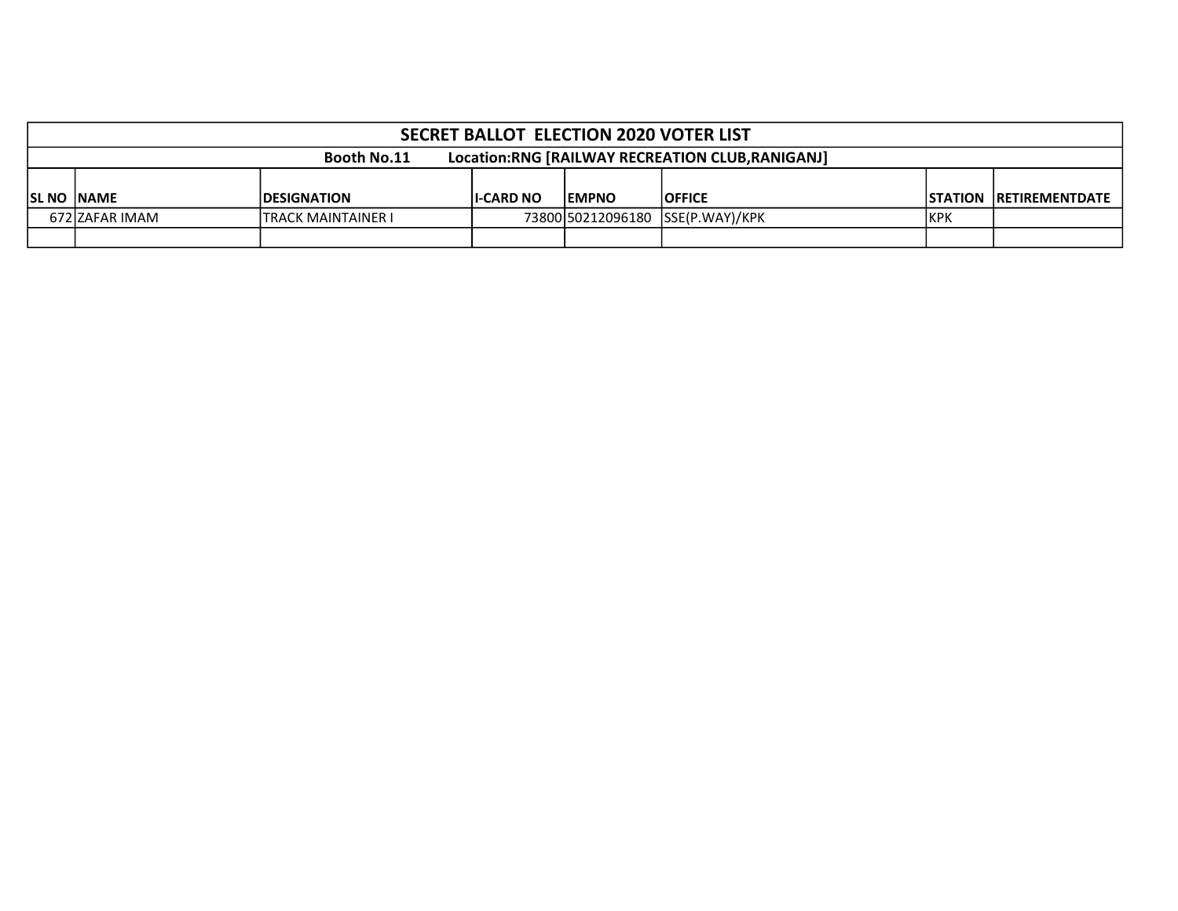| SECRET BALLOT ELECTION 2020 VOTER LIST | | | | | | | |
|---|---|---|---|---|---|---|---|
| Booth No.11 Location:RNG [RAILWAY RECREATION CLUB,RANIGANJ] | | | | | | | |
| **SL NO** | **NAME** | **DESIGNATION** | **I-CARD NO** | **EMPNO** | **OFFICE** | **STATION** | **RETIREMENTDATE** |
| 672 | ZAFAR IMAM | TRACK MAINTAINER I | 73800 | 50212096180 | SSE(P.WAY)/KPK | KPK | |
| | | | | | | | |